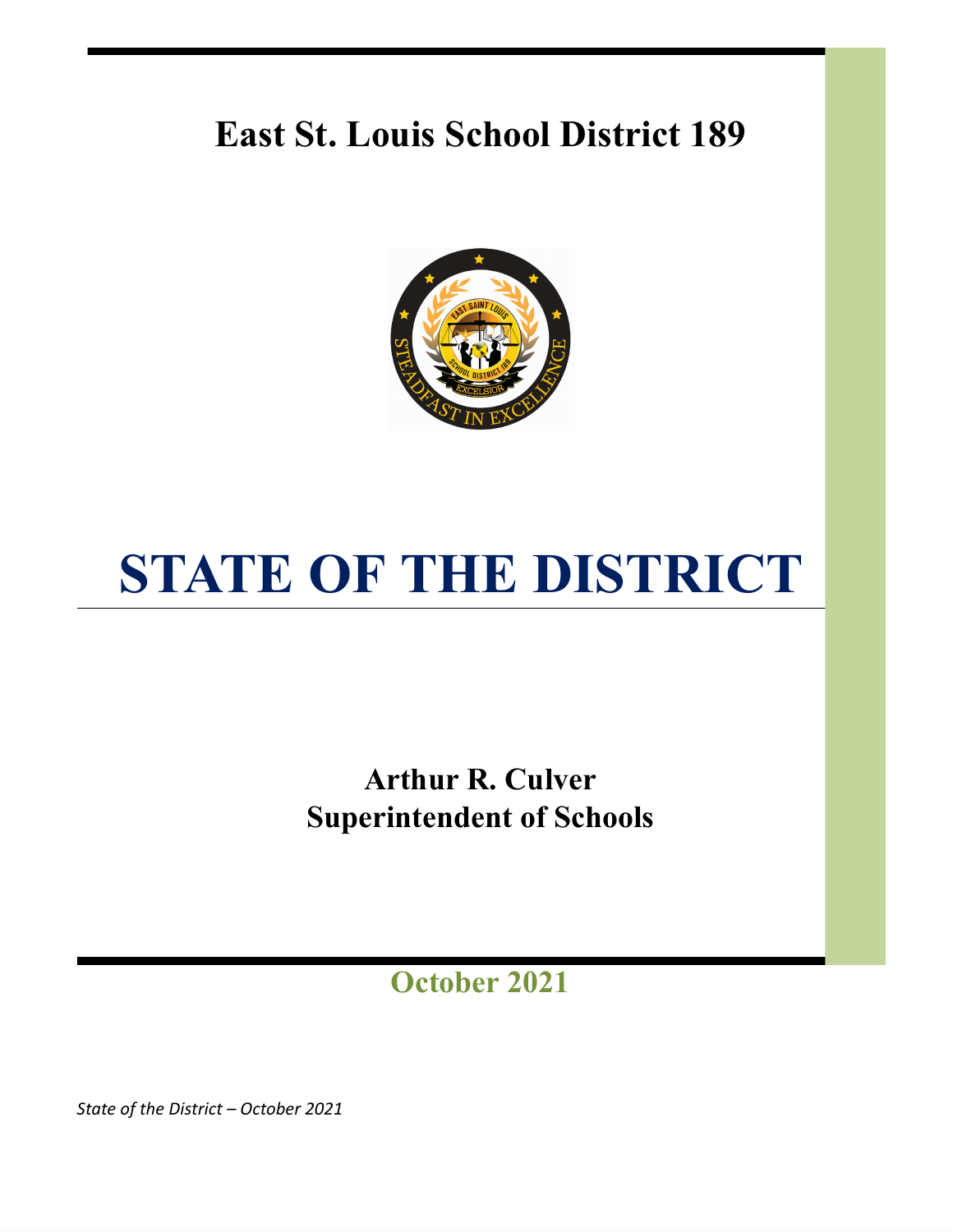# East St. Louis School District 189

# STATE OF THE DISTRICT

**Arthur R. Culver**
**Superintendent of Schools**

**October 2021**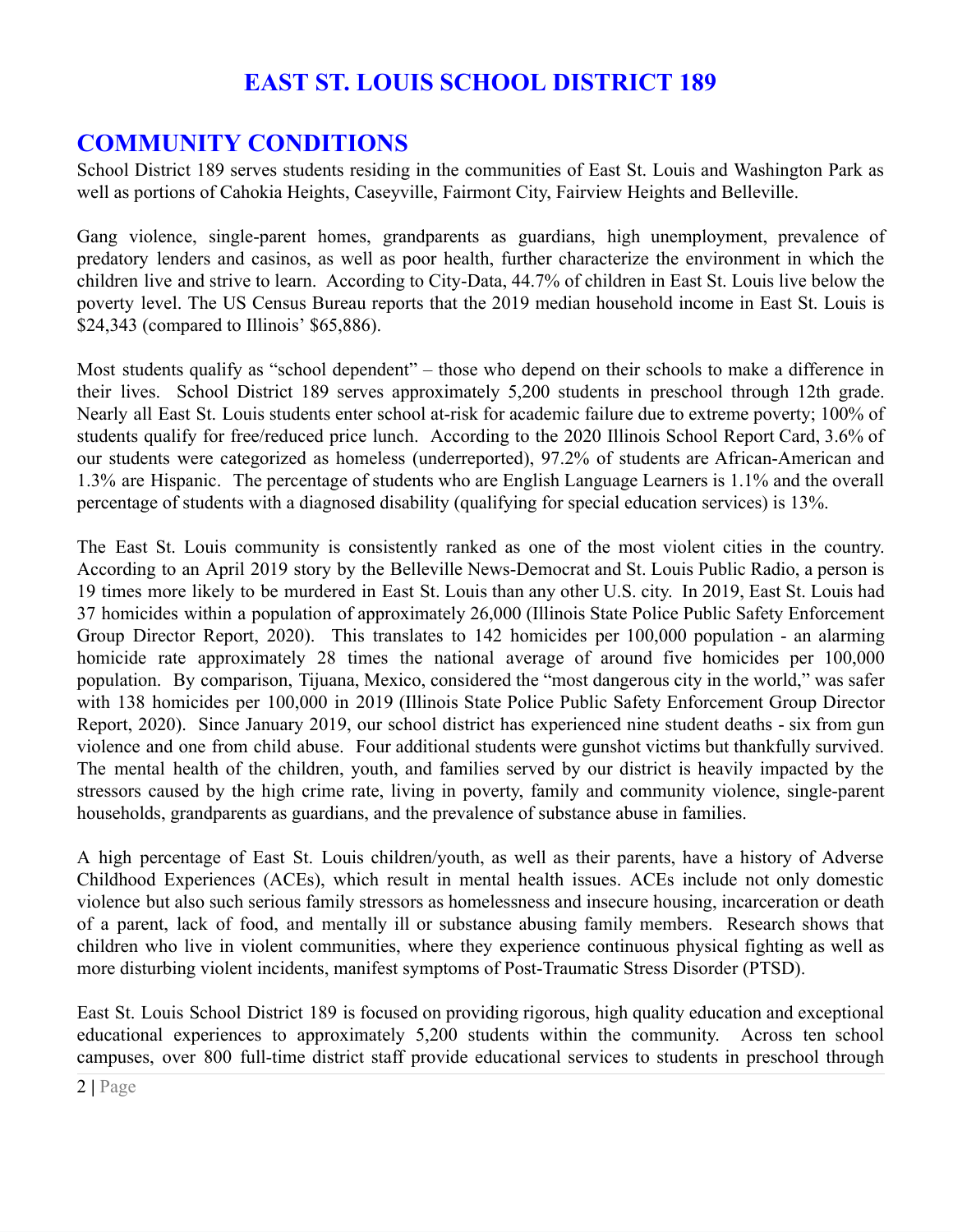# EAST ST. LOUIS SCHOOL DISTRICT 189

## COMMUNITY CONDITIONS

School District 189 serves students residing in the communities of East St. Louis and Washington Park as well as portions of Cahokia Heights, Caseyville, Fairmont City, Fairview Heights and Belleville.

Gang violence, single-parent homes, grandparents as guardians, high unemployment, prevalence of predatory lenders and casinos, as well as poor health, further characterize the environment in which the children live and strive to learn. According to City-Data, 44.7% of children in East St. Louis live below the poverty level. The US Census Bureau reports that the 2019 median household income in East St. Louis is $24,343 (compared to Illinois' $65,886).

Most students qualify as "school dependent" – those who depend on their schools to make a difference in their lives. School District 189 serves approximately 5,200 students in preschool through 12th grade. Nearly all East St. Louis students enter school at-risk for academic failure due to extreme poverty; 100% of students qualify for free/reduced price lunch. According to the 2020 Illinois School Report Card, 3.6% of our students were categorized as homeless (underreported), 97.2% of students are African-American and 1.3% are Hispanic. The percentage of students who are English Language Learners is 1.1% and the overall percentage of students with a diagnosed disability (qualifying for special education services) is 13%.

The East St. Louis community is consistently ranked as one of the most violent cities in the country. According to an April 2019 story by the Belleville News-Democrat and St. Louis Public Radio, a person is 19 times more likely to be murdered in East St. Louis than any other U.S. city. In 2019, East St. Louis had 37 homicides within a population of approximately 26,000 (Illinois State Police Public Safety Enforcement Group Director Report, 2020). This translates to 142 homicides per 100,000 population - an alarming homicide rate approximately 28 times the national average of around five homicides per 100,000 population. By comparison, Tijuana, Mexico, considered the "most dangerous city in the world," was safer with 138 homicides per 100,000 in 2019 (Illinois State Police Public Safety Enforcement Group Director Report, 2020). Since January 2019, our school district has experienced nine student deaths - six from gun violence and one from child abuse. Four additional students were gunshot victims but thankfully survived. The mental health of the children, youth, and families served by our district is heavily impacted by the stressors caused by the high crime rate, living in poverty, family and community violence, single-parent households, grandparents as guardians, and the prevalence of substance abuse in families.

A high percentage of East St. Louis children/youth, as well as their parents, have a history of Adverse Childhood Experiences (ACEs), which result in mental health issues. ACEs include not only domestic violence but also such serious family stressors as homelessness and insecure housing, incarceration or death of a parent, lack of food, and mentally ill or substance abusing family members. Research shows that children who live in violent communities, where they experience continuous physical fighting as well as more disturbing violent incidents, manifest symptoms of Post-Traumatic Stress Disorder (PTSD).

East St. Louis School District 189 is focused on providing rigorous, high quality education and exceptional educational experiences to approximately 5,200 students within the community. Across ten school campuses, over 800 full-time district staff provide educational services to students in preschool through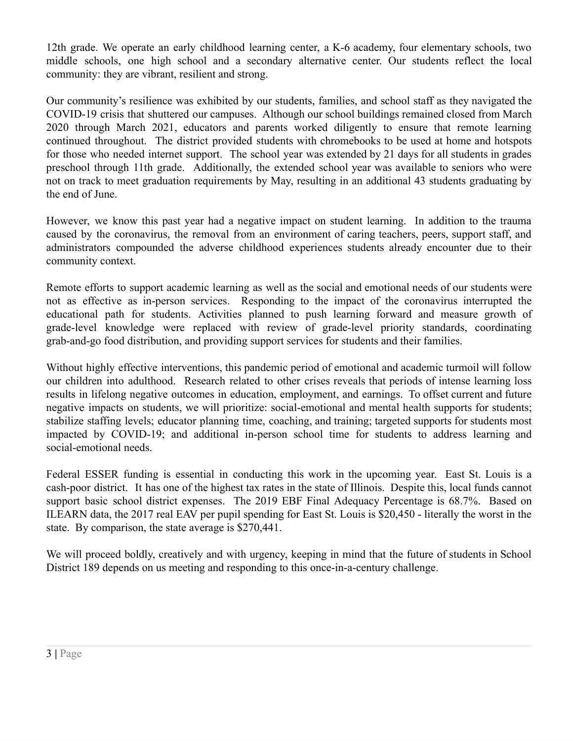12th grade. We operate an early childhood learning center, a K-6 academy, four elementary schools, two middle schools, one high school and a secondary alternative center. Our students reflect the local community: they are vibrant, resilient and strong.

Our community's resilience was exhibited by our students, families, and school staff as they navigated the COVID-19 crisis that shuttered our campuses. Although our school buildings remained closed from March 2020 through March 2021, educators and parents worked diligently to ensure that remote learning continued throughout. The district provided students with chromebooks to be used at home and hotspots for those who needed internet support. The school year was extended by 21 days for all students in grades preschool through 11th grade. Additionally, the extended school year was available to seniors who were not on track to meet graduation requirements by May, resulting in an additional 43 students graduating by the end of June.

However, we know this past year had a negative impact on student learning. In addition to the trauma caused by the coronavirus, the removal from an environment of caring teachers, peers, support staff, and administrators compounded the adverse childhood experiences students already encounter due to their community context.

Remote efforts to support academic learning as well as the social and emotional needs of our students were not as effective as in-person services. Responding to the impact of the coronavirus interrupted the educational path for students. Activities planned to push learning forward and measure growth of grade-level knowledge were replaced with review of grade-level priority standards, coordinating grab-and-go food distribution, and providing support services for students and their families.

Without highly effective interventions, this pandemic period of emotional and academic turmoil will follow our children into adulthood. Research related to other crises reveals that periods of intense learning loss results in lifelong negative outcomes in education, employment, and earnings. To offset current and future negative impacts on students, we will prioritize: social-emotional and mental health supports for students; stabilize staffing levels; educator planning time, coaching, and training; targeted supports for students most impacted by COVID-19; and additional in-person school time for students to address learning and social-emotional needs.

Federal ESSER funding is essential in conducting this work in the upcoming year. East St. Louis is a cash-poor district. It has one of the highest tax rates in the state of Illinois. Despite this, local funds cannot support basic school district expenses. The 2019 EBF Final Adequacy Percentage is 68.7%. Based on ILEARN data, the 2017 real EAV per pupil spending for East St. Louis is $20,450 - literally the worst in the state. By comparison, the state average is $270,441.

We will proceed boldly, creatively and with urgency, keeping in mind that the future of students in School District 189 depends on us meeting and responding to this once-in-a-century challenge.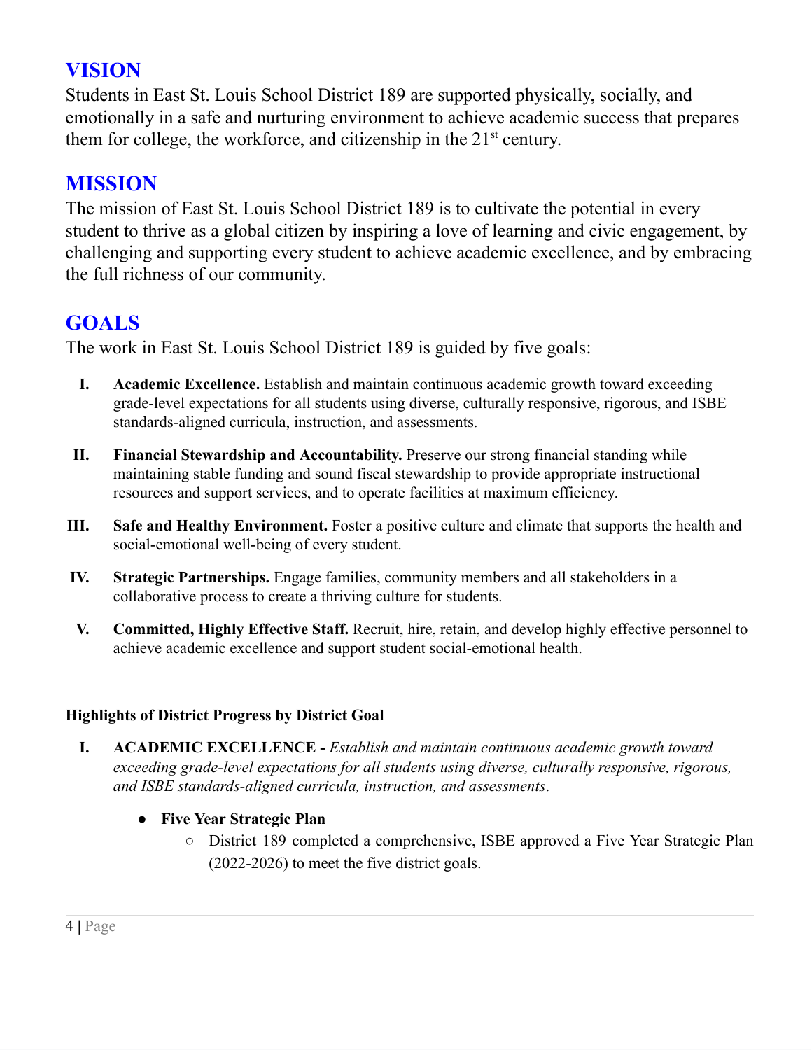## VISION

Students in East St. Louis School District 189 are supported physically, socially, and emotionally in a safe and nurturing environment to achieve academic success that prepares them for college, the workforce, and citizenship in the 21st century.

## MISSION

The mission of East St. Louis School District 189 is to cultivate the potential in every student to thrive as a global citizen by inspiring a love of learning and civic engagement, by challenging and supporting every student to achieve academic excellence, and by embracing the full richness of our community.

## GOALS

The work in East St. Louis School District 189 is guided by five goals:

I. **Academic Excellence.** Establish and maintain continuous academic growth toward exceeding grade-level expectations for all students using diverse, culturally responsive, rigorous, and ISBE standards-aligned curricula, instruction, and assessments.

II. **Financial Stewardship and Accountability.** Preserve our strong financial standing while maintaining stable funding and sound fiscal stewardship to provide appropriate instructional resources and support services, and to operate facilities at maximum efficiency.

III. **Safe and Healthy Environment.** Foster a positive culture and climate that supports the health and social-emotional well-being of every student.

IV. **Strategic Partnerships.** Engage families, community members and all stakeholders in a collaborative process to create a thriving culture for students.

V. **Committed, Highly Effective Staff.** Recruit, hire, retain, and develop highly effective personnel to achieve academic excellence and support student social-emotional health.

**Highlights of District Progress by District Goal**

I. **ACADEMIC EXCELLENCE -** *Establish and maintain continuous academic growth toward exceeding grade-level expectations for all students using diverse, culturally responsive, rigorous, and ISBE standards-aligned curricula, instruction, and assessments*.

- **Five Year Strategic Plan**
  - District 189 completed a comprehensive, ISBE approved a Five Year Strategic Plan (2022-2026) to meet the five district goals.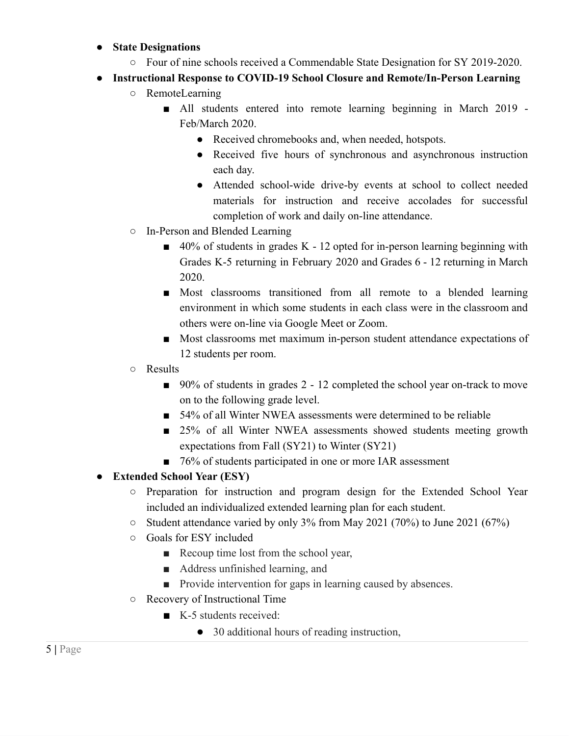- **State Designations**
  - Four of nine schools received a Commendable State Designation for SY 2019-2020.
- **Instructional Response to COVID-19 School Closure and Remote/In-Person Learning**
  - RemoteLearning
    - All students entered into remote learning beginning in March 2019 - Feb/March 2020.
      - Received chromebooks and, when needed, hotspots.
      - Received five hours of synchronous and asynchronous instruction each day.
      - Attended school-wide drive-by events at school to collect needed materials for instruction and receive accolades for successful completion of work and daily on-line attendance.
  - In-Person and Blended Learning
    - 40% of students in grades K - 12 opted for in-person learning beginning with Grades K-5 returning in February 2020 and Grades 6 - 12 returning in March 2020.
    - Most classrooms transitioned from all remote to a blended learning environment in which some students in each class were in the classroom and others were on-line via Google Meet or Zoom.
    - Most classrooms met maximum in-person student attendance expectations of 12 students per room.
  - Results
    - 90% of students in grades 2 - 12 completed the school year on-track to move on to the following grade level.
    - 54% of all Winter NWEA assessments were determined to be reliable
    - 25% of all Winter NWEA assessments showed students meeting growth expectations from Fall (SY21) to Winter (SY21)
    - 76% of students participated in one or more IAR assessment
- **Extended School Year (ESY)**
  - Preparation for instruction and program design for the Extended School Year included an individualized extended learning plan for each student.
  - Student attendance varied by only 3% from May 2021 (70%) to June 2021 (67%)
  - Goals for ESY included
    - Recoup time lost from the school year,
    - Address unfinished learning, and
    - Provide intervention for gaps in learning caused by absences.
  - Recovery of Instructional Time
    - K-5 students received:
      - 30 additional hours of reading instruction,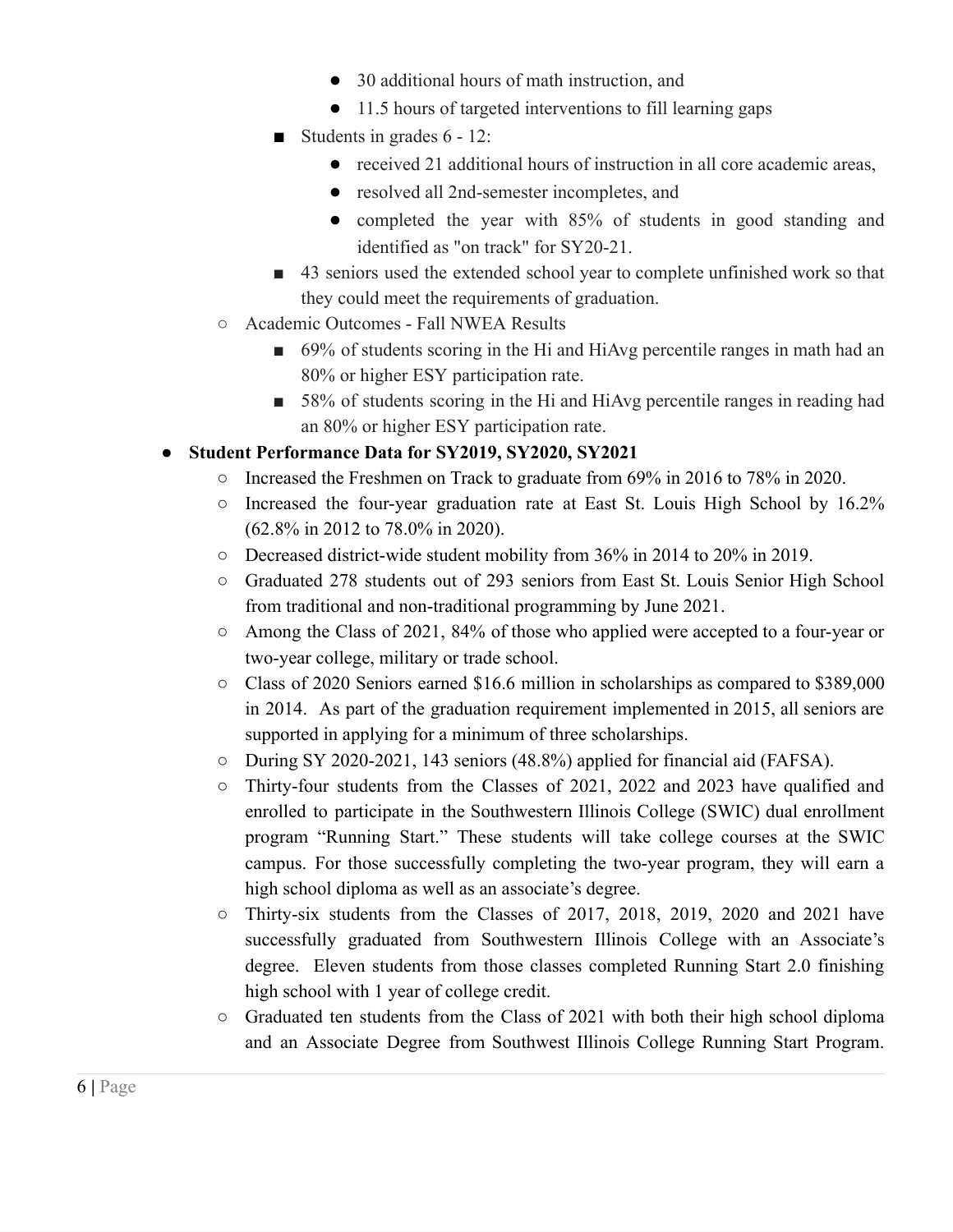- 30 additional hours of math instruction, and
            - 11.5 hours of targeted interventions to fill learning gaps
        - Students in grades 6 - 12:
            - received 21 additional hours of instruction in all core academic areas,
            - resolved all 2nd-semester incompletes, and
            - completed the year with 85% of students in good standing and identified as "on track" for SY20-21.
        - 43 seniors used the extended school year to complete unfinished work so that they could meet the requirements of graduation.
    - Academic Outcomes - Fall NWEA Results
        - 69% of students scoring in the Hi and HiAvg percentile ranges in math had an 80% or higher ESY participation rate.
        - 58% of students scoring in the Hi and HiAvg percentile ranges in reading had an 80% or higher ESY participation rate.
- **Student Performance Data for SY2019, SY2020, SY2021**
    - Increased the Freshmen on Track to graduate from 69% in 2016 to 78% in 2020.
    - Increased the four-year graduation rate at East St. Louis High School by 16.2% (62.8% in 2012 to 78.0% in 2020).
    - Decreased district-wide student mobility from 36% in 2014 to 20% in 2019.
    - Graduated 278 students out of 293 seniors from East St. Louis Senior High School from traditional and non-traditional programming by June 2021.
    - Among the Class of 2021, 84% of those who applied were accepted to a four-year or two-year college, military or trade school.
    - Class of 2020 Seniors earned $16.6 million in scholarships as compared to $389,000 in 2014. As part of the graduation requirement implemented in 2015, all seniors are supported in applying for a minimum of three scholarships.
    - During SY 2020-2021, 143 seniors (48.8%) applied for financial aid (FAFSA).
    - Thirty-four students from the Classes of 2021, 2022 and 2023 have qualified and enrolled to participate in the Southwestern Illinois College (SWIC) dual enrollment program "Running Start." These students will take college courses at the SWIC campus. For those successfully completing the two-year program, they will earn a high school diploma as well as an associate's degree.
    - Thirty-six students from the Classes of 2017, 2018, 2019, 2020 and 2021 have successfully graduated from Southwestern Illinois College with an Associate's degree. Eleven students from those classes completed Running Start 2.0 finishing high school with 1 year of college credit.
    - Graduated ten students from the Class of 2021 with both their high school diploma and an Associate Degree from Southwest Illinois College Running Start Program.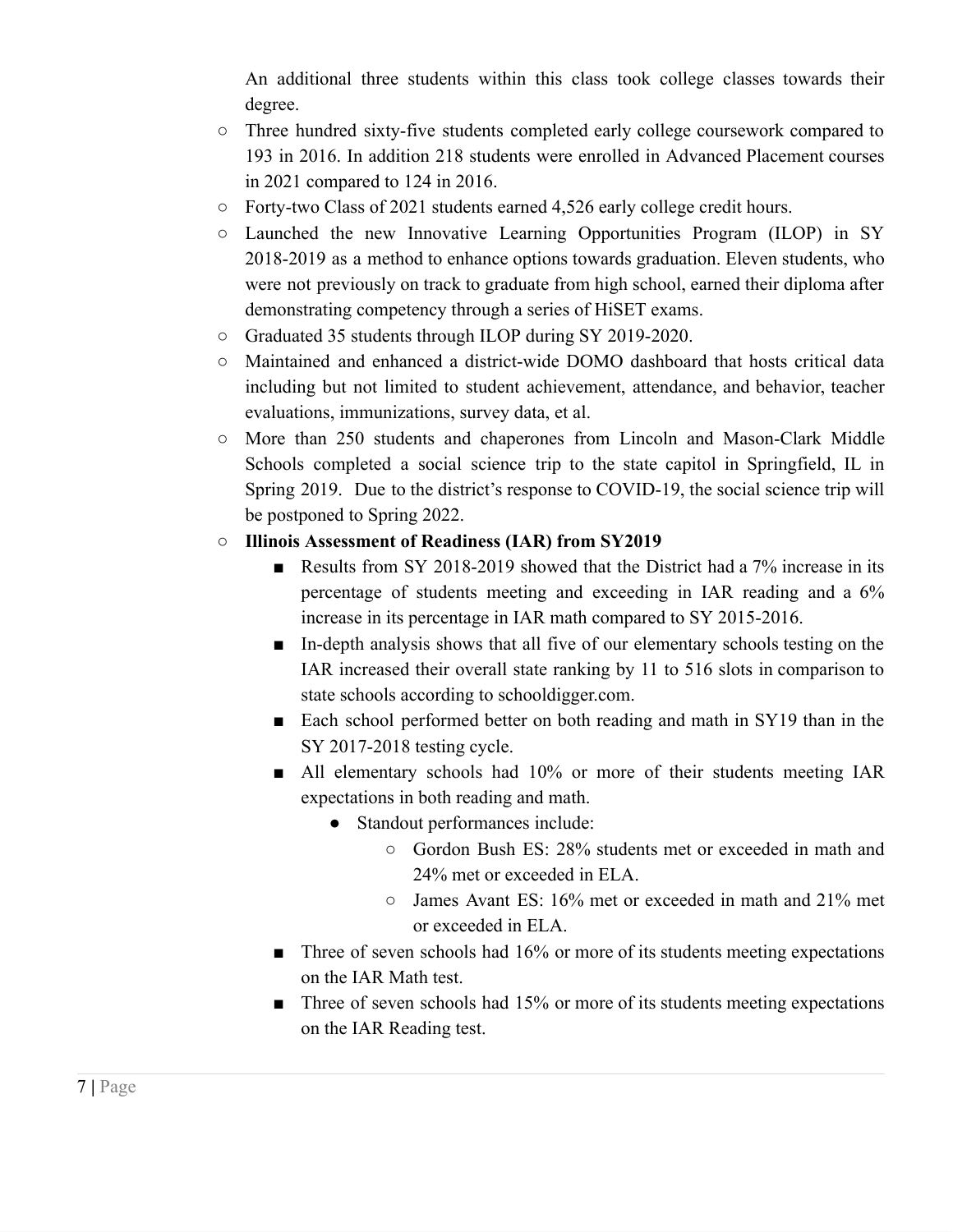An additional three students within this class took college classes towards their degree.

- Three hundred sixty-five students completed early college coursework compared to 193 in 2016. In addition 218 students were enrolled in Advanced Placement courses in 2021 compared to 124 in 2016.
- Forty-two Class of 2021 students earned 4,526 early college credit hours.
- Launched the new Innovative Learning Opportunities Program (ILOP) in SY 2018-2019 as a method to enhance options towards graduation. Eleven students, who were not previously on track to graduate from high school, earned their diploma after demonstrating competency through a series of HiSET exams.
- Graduated 35 students through ILOP during SY 2019-2020.
- Maintained and enhanced a district-wide DOMO dashboard that hosts critical data including but not limited to student achievement, attendance, and behavior, teacher evaluations, immunizations, survey data, et al.
- More than 250 students and chaperones from Lincoln and Mason-Clark Middle Schools completed a social science trip to the state capitol in Springfield, IL in Spring 2019. Due to the district's response to COVID-19, the social science trip will be postponed to Spring 2022.
- **Illinois Assessment of Readiness (IAR) from SY2019**
  - Results from SY 2018-2019 showed that the District had a 7% increase in its percentage of students meeting and exceeding in IAR reading and a 6% increase in its percentage in IAR math compared to SY 2015-2016.
  - In-depth analysis shows that all five of our elementary schools testing on the IAR increased their overall state ranking by 11 to 516 slots in comparison to state schools according to schooldigger.com.
  - Each school performed better on both reading and math in SY19 than in the SY 2017-2018 testing cycle.
  - All elementary schools had 10% or more of their students meeting IAR expectations in both reading and math.
    - Standout performances include:
      - Gordon Bush ES: 28% students met or exceeded in math and 24% met or exceeded in ELA.
      - James Avant ES: 16% met or exceeded in math and 21% met or exceeded in ELA.
  - Three of seven schools had 16% or more of its students meeting expectations on the IAR Math test.
  - Three of seven schools had 15% or more of its students meeting expectations on the IAR Reading test.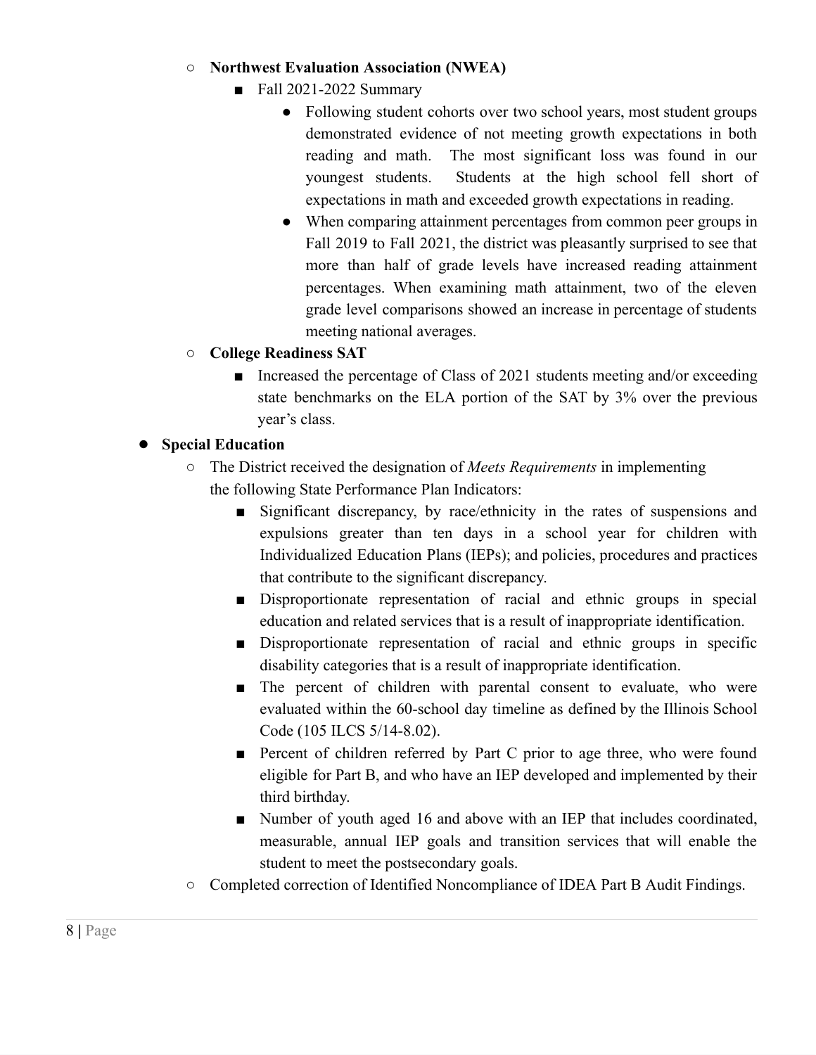- **Northwest Evaluation Association (NWEA)**
  - Fall 2021-2022 Summary
    - Following student cohorts over two school years, most student groups demonstrated evidence of not meeting growth expectations in both reading and math. The most significant loss was found in our youngest students. Students at the high school fell short of expectations in math and exceeded growth expectations in reading.
    - When comparing attainment percentages from common peer groups in Fall 2019 to Fall 2021, the district was pleasantly surprised to see that more than half of grade levels have increased reading attainment percentages. When examining math attainment, two of the eleven grade level comparisons showed an increase in percentage of students meeting national averages.
- **College Readiness SAT**
  - Increased the percentage of Class of 2021 students meeting and/or exceeding state benchmarks on the ELA portion of the SAT by 3% over the previous year's class.

- **Special Education**
  - The District received the designation of *Meets Requirements* in implementing the following State Performance Plan Indicators:
    - Significant discrepancy, by race/ethnicity in the rates of suspensions and expulsions greater than ten days in a school year for children with Individualized Education Plans (IEPs); and policies, procedures and practices that contribute to the significant discrepancy.
    - Disproportionate representation of racial and ethnic groups in special education and related services that is a result of inappropriate identification.
    - Disproportionate representation of racial and ethnic groups in specific disability categories that is a result of inappropriate identification.
    - The percent of children with parental consent to evaluate, who were evaluated within the 60-school day timeline as defined by the Illinois School Code (105 ILCS 5/14-8.02).
    - Percent of children referred by Part C prior to age three, who were found eligible for Part B, and who have an IEP developed and implemented by their third birthday.
    - Number of youth aged 16 and above with an IEP that includes coordinated, measurable, annual IEP goals and transition services that will enable the student to meet the postsecondary goals.
  - Completed correction of Identified Noncompliance of IDEA Part B Audit Findings.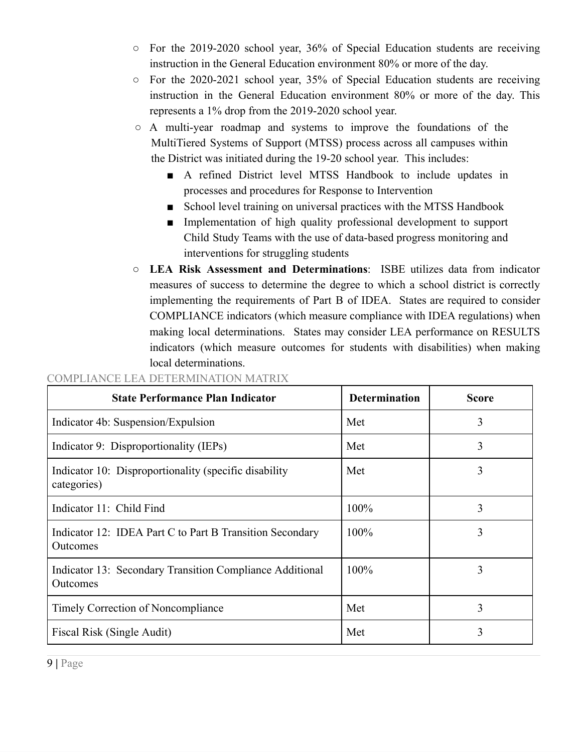- For the 2019-2020 school year, 36% of Special Education students are receiving instruction in the General Education environment 80% or more of the day.
- For the 2020-2021 school year, 35% of Special Education students are receiving instruction in the General Education environment 80% or more of the day. This represents a 1% drop from the 2019-2020 school year.
- A multi-year roadmap and systems to improve the foundations of the MultiTiered Systems of Support (MTSS) process across all campuses within the District was initiated during the 19-20 school year. This includes:
  - A refined District level MTSS Handbook to include updates in processes and procedures for Response to Intervention
  - School level training on universal practices with the MTSS Handbook
  - Implementation of high quality professional development to support Child Study Teams with the use of data-based progress monitoring and interventions for struggling students
- **LEA Risk Assessment and Determinations**: ISBE utilizes data from indicator measures of success to determine the degree to which a school district is correctly implementing the requirements of Part B of IDEA. States are required to consider COMPLIANCE indicators (which measure compliance with IDEA regulations) when making local determinations. States may consider LEA performance on RESULTS indicators (which measure outcomes for students with disabilities) when making local determinations.

COMPLIANCE LEA DETERMINATION MATRIX

| State Performance Plan Indicator | Determination | Score |
|---|---|---|
| Indicator 4b: Suspension/Expulsion | Met | 3 |
| Indicator 9: Disproportionality (IEPs) | Met | 3 |
| Indicator 10: Disproportionality (specific disability categories) | Met | 3 |
| Indicator 11: Child Find | 100% | 3 |
| Indicator 12: IDEA Part C to Part B Transition Secondary Outcomes | 100% | 3 |
| Indicator 13: Secondary Transition Compliance Additional Outcomes | 100% | 3 |
| Timely Correction of Noncompliance | Met | 3 |
| Fiscal Risk (Single Audit) | Met | 3 |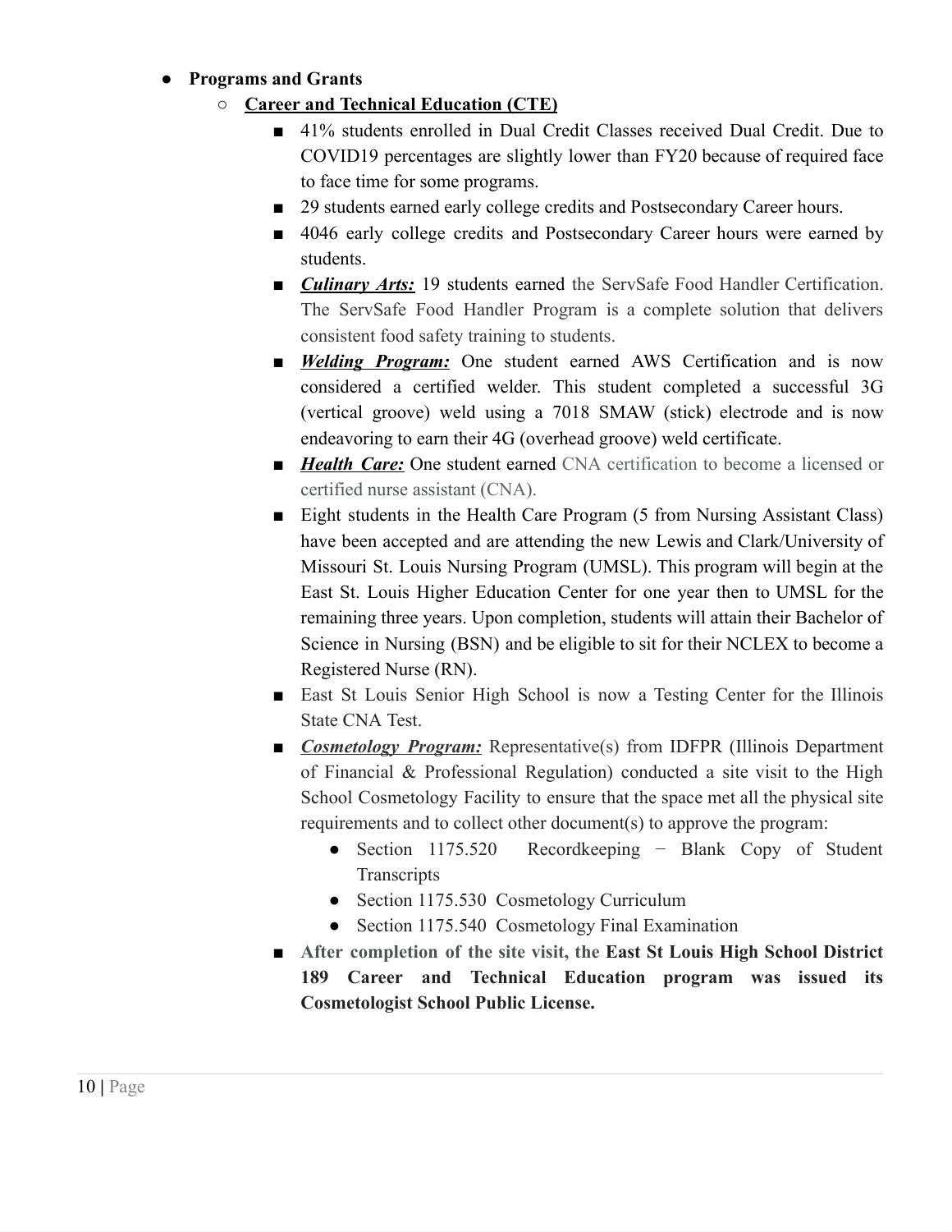- **Programs and Grants**
  - **<u>Career and Technical Education (CTE)</u>**
    - 41% students enrolled in Dual Credit Classes received Dual Credit. Due to COVID19 percentages are slightly lower than FY20 because of required face to face time for some programs.
    - 29 students earned early college credits and Postsecondary Career hours.
    - 4046 early college credits and Postsecondary Career hours were earned by students.
    - ***<u>Culinary Arts:</u>*** 19 students earned the ServSafe Food Handler Certification. The ServSafe Food Handler Program is a complete solution that delivers consistent food safety training to students.
    - ***<u>Welding Program:</u>*** One student earned AWS Certification and is now considered a certified welder. This student completed a successful 3G (vertical groove) weld using a 7018 SMAW (stick) electrode and is now endeavoring to earn their 4G (overhead groove) weld certificate.
    - ***<u>Health Care:</u>*** One student earned CNA certification to become a licensed or certified nurse assistant (CNA).
    - Eight students in the Health Care Program (5 from Nursing Assistant Class) have been accepted and are attending the new Lewis and Clark/University of Missouri St. Louis Nursing Program (UMSL). This program will begin at the East St. Louis Higher Education Center for one year then to UMSL for the remaining three years. Upon completion, students will attain their Bachelor of Science in Nursing (BSN) and be eligible to sit for their NCLEX to become a Registered Nurse (RN).
    - East St Louis Senior High School is now a Testing Center for the Illinois State CNA Test.
    - ***<u>Cosmetology Program:</u>*** Representative(s) from IDFPR (Illinois Department of Financial & Professional Regulation) conducted a site visit to the High School Cosmetology Facility to ensure that the space met all the physical site requirements and to collect other document(s) to approve the program:
      - Section 1175.520 Recordkeeping − Blank Copy of Student Transcripts
      - Section 1175.530 Cosmetology Curriculum
      - Section 1175.540 Cosmetology Final Examination
    - **After completion of the site visit, the East St Louis High School District 189 Career and Technical Education program was issued its Cosmetologist School Public License.**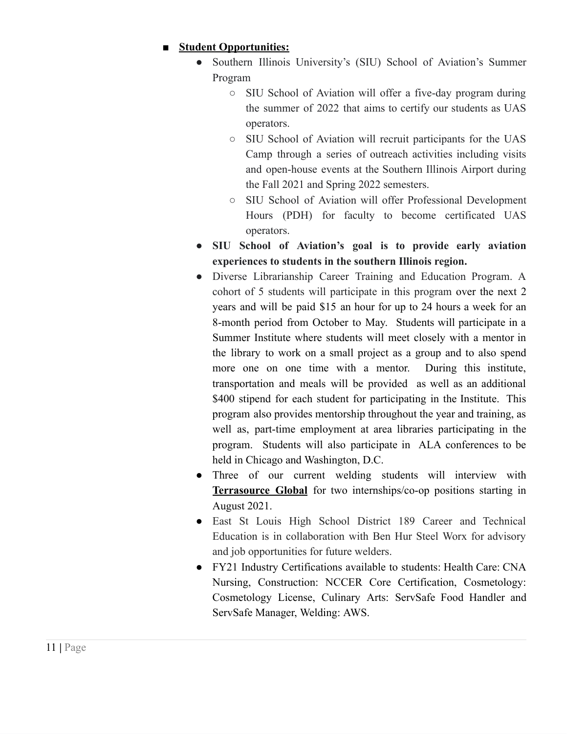- **Student Opportunities:**
  - Southern Illinois University's (SIU) School of Aviation's Summer Program
    - SIU School of Aviation will offer a five-day program during the summer of 2022 that aims to certify our students as UAS operators.
    - SIU School of Aviation will recruit participants for the UAS Camp through a series of outreach activities including visits and open-house events at the Southern Illinois Airport during the Fall 2021 and Spring 2022 semesters.
    - SIU School of Aviation will offer Professional Development Hours (PDH) for faculty to become certificated UAS operators.
  - **SIU School of Aviation's goal is to provide early aviation experiences to students in the southern Illinois region.**
  - Diverse Librarianship Career Training and Education Program. A cohort of 5 students will participate in this program over the next 2 years and will be paid $15 an hour for up to 24 hours a week for an 8-month period from October to May. Students will participate in a Summer Institute where students will meet closely with a mentor in the library to work on a small project as a group and to also spend more one on one time with a mentor. During this institute, transportation and meals will be provided as well as an additional $400 stipend for each student for participating in the Institute. This program also provides mentorship throughout the year and training, as well as, part-time employment at area libraries participating in the program. Students will also participate in ALA conferences to be held in Chicago and Washington, D.C.
  - Three of our current welding students will interview with **Terrasource Global** for two internships/co-op positions starting in August 2021.
  - East St Louis High School District 189 Career and Technical Education is in collaboration with Ben Hur Steel Worx for advisory and job opportunities for future welders.
  - FY21 Industry Certifications available to students: Health Care: CNA Nursing, Construction: NCCER Core Certification, Cosmetology: Cosmetology License, Culinary Arts: ServSafe Food Handler and ServSafe Manager, Welding: AWS.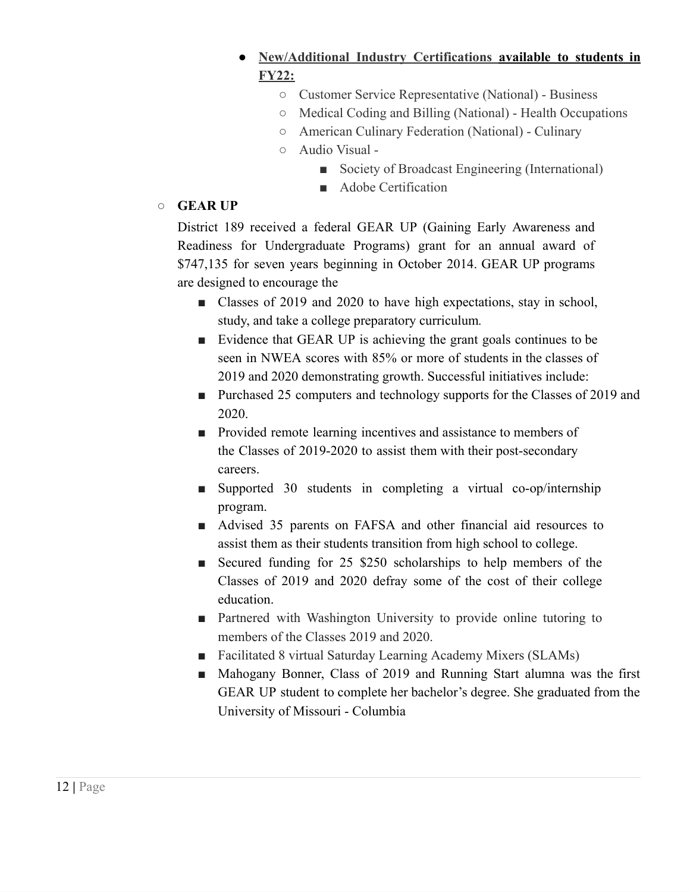- **<u>New/Additional Industry Certifications available to students in FY22:</u>**
    - Customer Service Representative (National) - Business
    - Medical Coding and Billing (National) - Health Occupations
    - American Culinary Federation (National) - Culinary
    - Audio Visual -
        - Society of Broadcast Engineering (International)
        - Adobe Certification

- **GEAR UP**

  District 189 received a federal GEAR UP (Gaining Early Awareness and Readiness for Undergraduate Programs) grant for an annual award of $747,135 for seven years beginning in October 2014. GEAR UP programs are designed to encourage the

    - Classes of 2019 and 2020 to have high expectations, stay in school, study, and take a college preparatory curriculum.
    - Evidence that GEAR UP is achieving the grant goals continues to be seen in NWEA scores with 85% or more of students in the classes of 2019 and 2020 demonstrating growth. Successful initiatives include:
    - Purchased 25 computers and technology supports for the Classes of 2019 and 2020.
    - Provided remote learning incentives and assistance to members of the Classes of 2019-2020 to assist them with their post-secondary careers.
    - Supported 30 students in completing a virtual co-op/internship program.
    - Advised 35 parents on FAFSA and other financial aid resources to assist them as their students transition from high school to college.
    - Secured funding for 25 $250 scholarships to help members of the Classes of 2019 and 2020 defray some of the cost of their college education.
    - Partnered with Washington University to provide online tutoring to members of the Classes 2019 and 2020.
    - Facilitated 8 virtual Saturday Learning Academy Mixers (SLAMs)
    - Mahogany Bonner, Class of 2019 and Running Start alumna was the first GEAR UP student to complete her bachelor's degree. She graduated from the University of Missouri - Columbia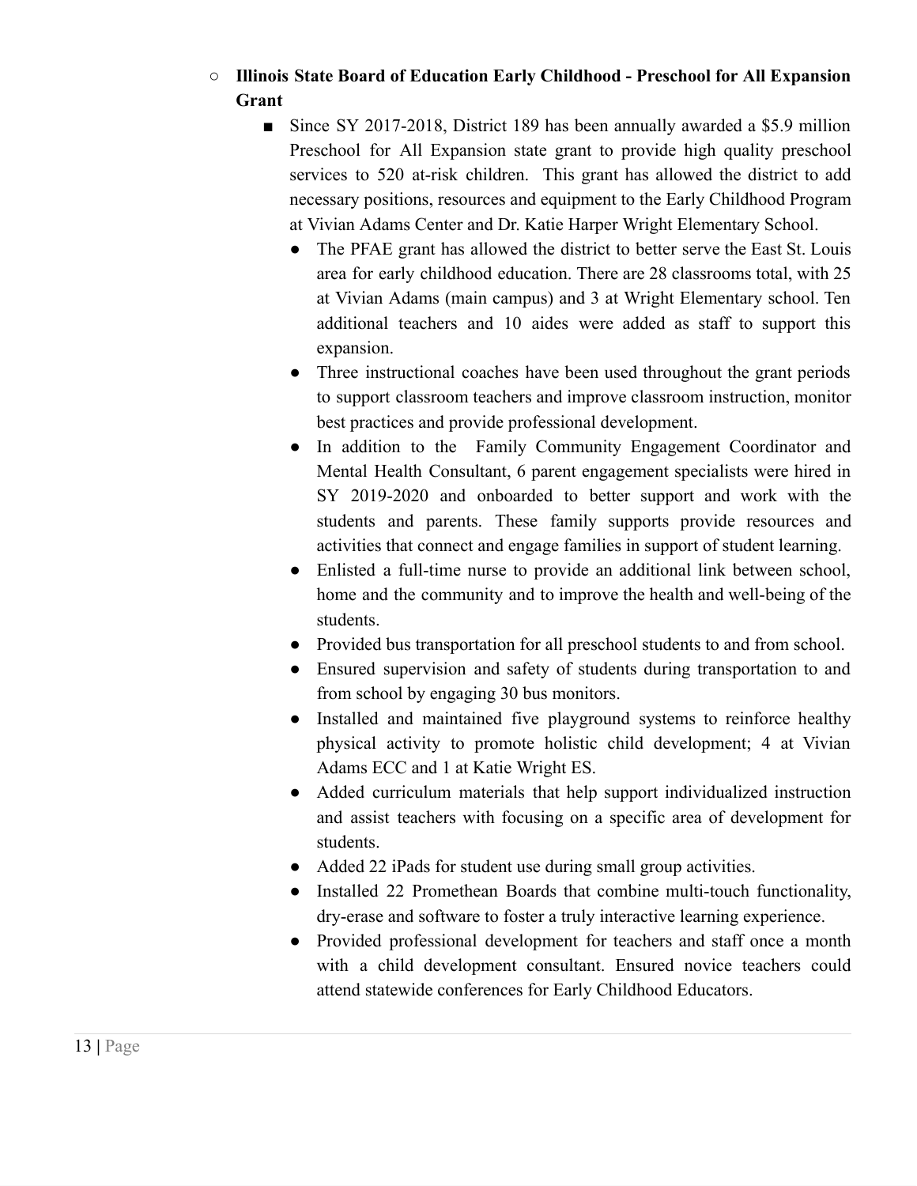- **Illinois State Board of Education Early Childhood - Preschool for All Expansion Grant**
  - Since SY 2017-2018, District 189 has been annually awarded a $5.9 million Preschool for All Expansion state grant to provide high quality preschool services to 520 at-risk children. This grant has allowed the district to add necessary positions, resources and equipment to the Early Childhood Program at Vivian Adams Center and Dr. Katie Harper Wright Elementary School.
    - The PFAE grant has allowed the district to better serve the East St. Louis area for early childhood education. There are 28 classrooms total, with 25 at Vivian Adams (main campus) and 3 at Wright Elementary school. Ten additional teachers and 10 aides were added as staff to support this expansion.
    - Three instructional coaches have been used throughout the grant periods to support classroom teachers and improve classroom instruction, monitor best practices and provide professional development.
    - In addition to the Family Community Engagement Coordinator and Mental Health Consultant, 6 parent engagement specialists were hired in SY 2019-2020 and onboarded to better support and work with the students and parents. These family supports provide resources and activities that connect and engage families in support of student learning.
    - Enlisted a full-time nurse to provide an additional link between school, home and the community and to improve the health and well-being of the students.
    - Provided bus transportation for all preschool students to and from school.
    - Ensured supervision and safety of students during transportation to and from school by engaging 30 bus monitors.
    - Installed and maintained five playground systems to reinforce healthy physical activity to promote holistic child development; 4 at Vivian Adams ECC and 1 at Katie Wright ES.
    - Added curriculum materials that help support individualized instruction and assist teachers with focusing on a specific area of development for students.
    - Added 22 iPads for student use during small group activities.
    - Installed 22 Promethean Boards that combine multi-touch functionality, dry-erase and software to foster a truly interactive learning experience.
    - Provided professional development for teachers and staff once a month with a child development consultant. Ensured novice teachers could attend statewide conferences for Early Childhood Educators.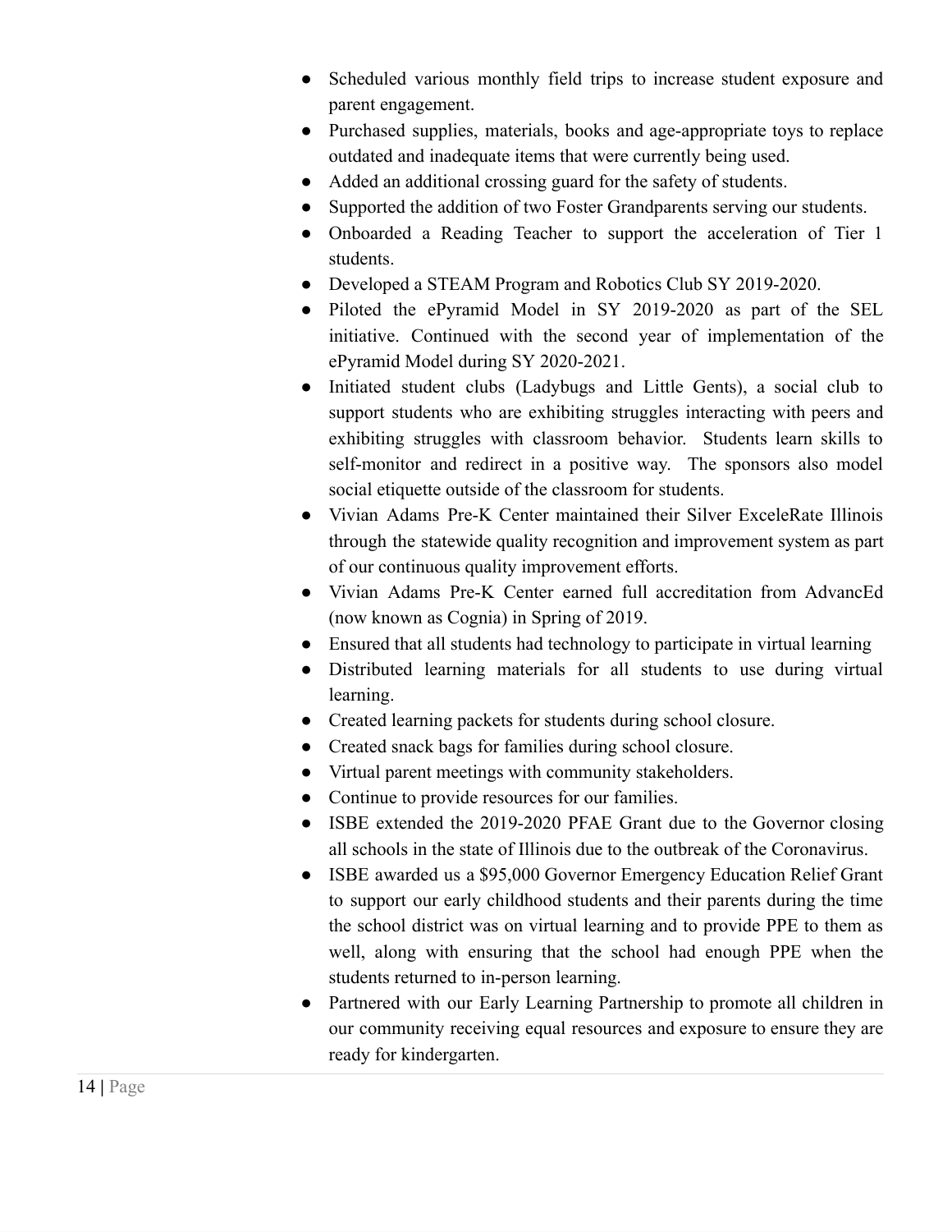- Scheduled various monthly field trips to increase student exposure and parent engagement.
- Purchased supplies, materials, books and age-appropriate toys to replace outdated and inadequate items that were currently being used.
- Added an additional crossing guard for the safety of students.
- Supported the addition of two Foster Grandparents serving our students.
- Onboarded a Reading Teacher to support the acceleration of Tier 1 students.
- Developed a STEAM Program and Robotics Club SY 2019-2020.
- Piloted the ePyramid Model in SY 2019-2020 as part of the SEL initiative. Continued with the second year of implementation of the ePyramid Model during SY 2020-2021.
- Initiated student clubs (Ladybugs and Little Gents), a social club to support students who are exhibiting struggles interacting with peers and exhibiting struggles with classroom behavior. Students learn skills to self-monitor and redirect in a positive way. The sponsors also model social etiquette outside of the classroom for students.
- Vivian Adams Pre-K Center maintained their Silver ExceleRate Illinois through the statewide quality recognition and improvement system as part of our continuous quality improvement efforts.
- Vivian Adams Pre-K Center earned full accreditation from AdvancEd (now known as Cognia) in Spring of 2019.
- Ensured that all students had technology to participate in virtual learning
- Distributed learning materials for all students to use during virtual learning.
- Created learning packets for students during school closure.
- Created snack bags for families during school closure.
- Virtual parent meetings with community stakeholders.
- Continue to provide resources for our families.
- ISBE extended the 2019-2020 PFAE Grant due to the Governor closing all schools in the state of Illinois due to the outbreak of the Coronavirus.
- ISBE awarded us a $95,000 Governor Emergency Education Relief Grant to support our early childhood students and their parents during the time the school district was on virtual learning and to provide PPE to them as well, along with ensuring that the school had enough PPE when the students returned to in-person learning.
- Partnered with our Early Learning Partnership to promote all children in our community receiving equal resources and exposure to ensure they are ready for kindergarten.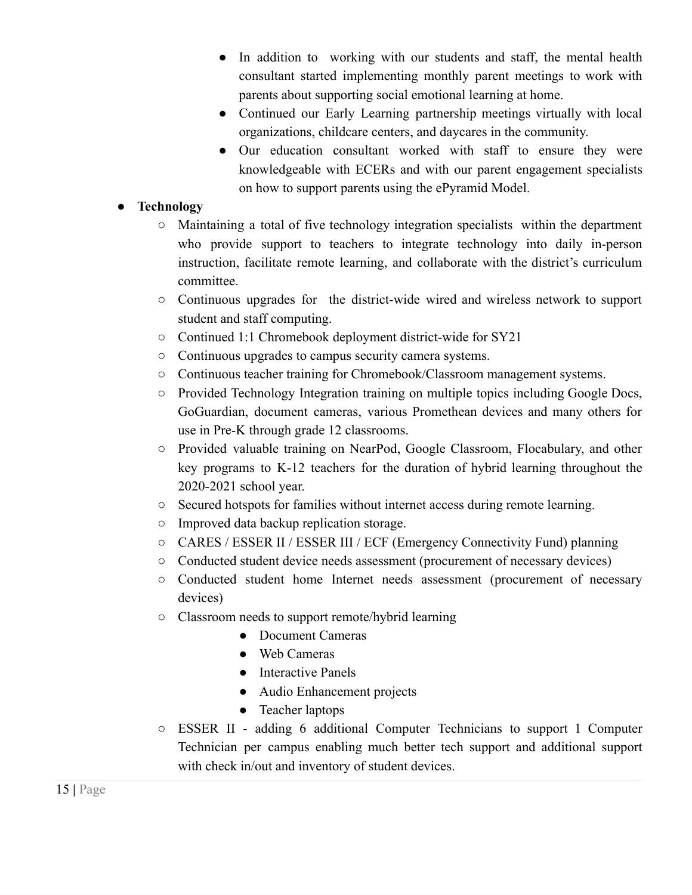- In addition to working with our students and staff, the mental health consultant started implementing monthly parent meetings to work with parents about supporting social emotional learning at home.
- Continued our Early Learning partnership meetings virtually with local organizations, childcare centers, and daycares in the community.
- Our education consultant worked with staff to ensure they were knowledgeable with ECERs and with our parent engagement specialists on how to support parents using the ePyramid Model.

- **Technology**
  - Maintaining a total of five technology integration specialists within the department who provide support to teachers to integrate technology into daily in-person instruction, facilitate remote learning, and collaborate with the district's curriculum committee.
  - Continuous upgrades for the district-wide wired and wireless network to support student and staff computing.
  - Continued 1:1 Chromebook deployment district-wide for SY21
  - Continuous upgrades to campus security camera systems.
  - Continuous teacher training for Chromebook/Classroom management systems.
  - Provided Technology Integration training on multiple topics including Google Docs, GoGuardian, document cameras, various Promethean devices and many others for use in Pre-K through grade 12 classrooms.
  - Provided valuable training on NearPod, Google Classroom, Flocabulary, and other key programs to K-12 teachers for the duration of hybrid learning throughout the 2020-2021 school year.
  - Secured hotspots for families without internet access during remote learning.
  - Improved data backup replication storage.
  - CARES / ESSER II / ESSER III / ECF (Emergency Connectivity Fund) planning
  - Conducted student device needs assessment (procurement of necessary devices)
  - Conducted student home Internet needs assessment (procurement of necessary devices)
  - Classroom needs to support remote/hybrid learning
    - Document Cameras
    - Web Cameras
    - Interactive Panels
    - Audio Enhancement projects
    - Teacher laptops
  - ESSER II - adding 6 additional Computer Technicians to support 1 Computer Technician per campus enabling much better tech support and additional support with check in/out and inventory of student devices.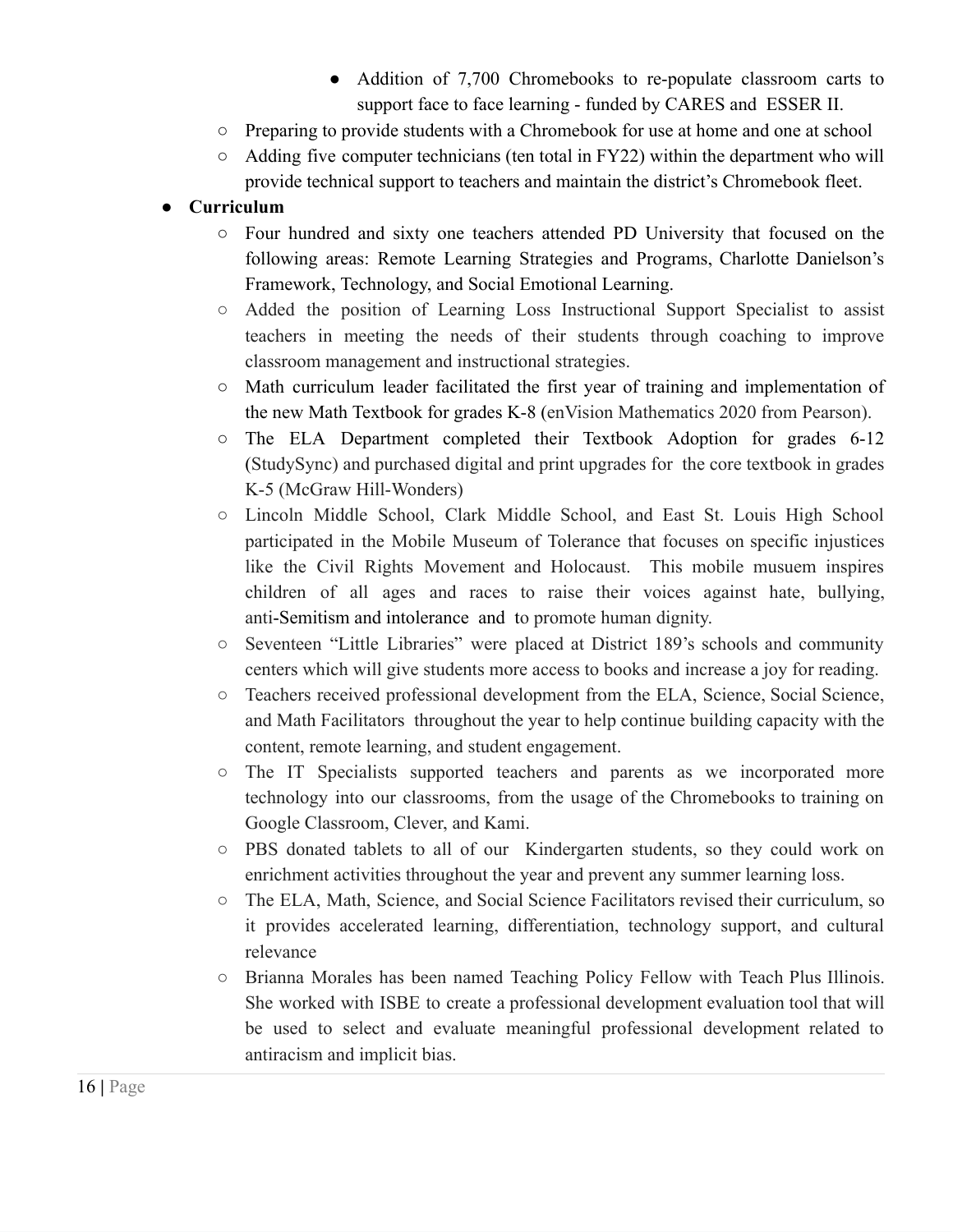- Addition of 7,700 Chromebooks to re-populate classroom carts to support face to face learning - funded by CARES and ESSER II.
    - Preparing to provide students with a Chromebook for use at home and one at school
    - Adding five computer technicians (ten total in FY22) within the department who will provide technical support to teachers and maintain the district's Chromebook fleet.
- **Curriculum**
    - Four hundred and sixty one teachers attended PD University that focused on the following areas: Remote Learning Strategies and Programs, Charlotte Danielson's Framework, Technology, and Social Emotional Learning.
    - Added the position of Learning Loss Instructional Support Specialist to assist teachers in meeting the needs of their students through coaching to improve classroom management and instructional strategies.
    - Math curriculum leader facilitated the first year of training and implementation of the new Math Textbook for grades K-8 (enVision Mathematics 2020 from Pearson).
    - The ELA Department completed their Textbook Adoption for grades 6-12 (StudySync) and purchased digital and print upgrades for the core textbook in grades K-5 (McGraw Hill-Wonders)
    - Lincoln Middle School, Clark Middle School, and East St. Louis High School participated in the Mobile Museum of Tolerance that focuses on specific injustices like the Civil Rights Movement and Holocaust. This mobile musuem inspires children of all ages and races to raise their voices against hate, bullying, anti-Semitism and intolerance and to promote human dignity.
    - Seventeen "Little Libraries" were placed at District 189's schools and community centers which will give students more access to books and increase a joy for reading.
    - Teachers received professional development from the ELA, Science, Social Science, and Math Facilitators throughout the year to help continue building capacity with the content, remote learning, and student engagement.
    - The IT Specialists supported teachers and parents as we incorporated more technology into our classrooms, from the usage of the Chromebooks to training on Google Classroom, Clever, and Kami.
    - PBS donated tablets to all of our Kindergarten students, so they could work on enrichment activities throughout the year and prevent any summer learning loss.
    - The ELA, Math, Science, and Social Science Facilitators revised their curriculum, so it provides accelerated learning, differentiation, technology support, and cultural relevance
    - Brianna Morales has been named Teaching Policy Fellow with Teach Plus Illinois. She worked with ISBE to create a professional development evaluation tool that will be used to select and evaluate meaningful professional development related to antiracism and implicit bias.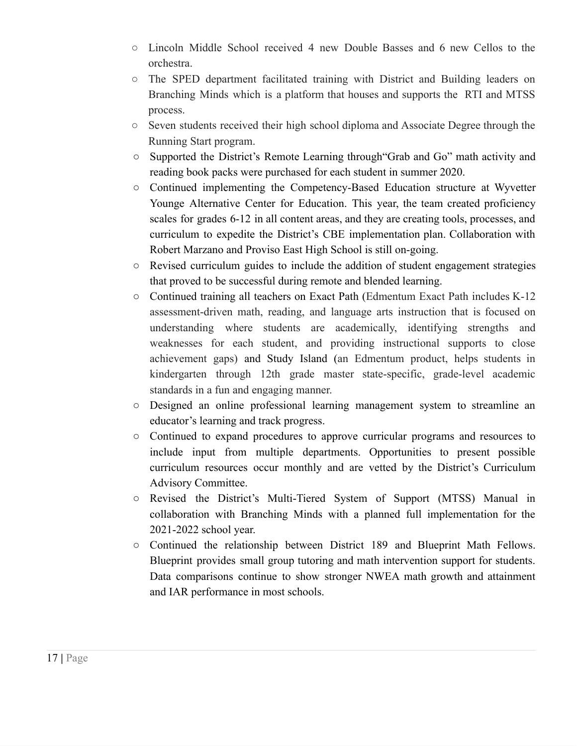- Lincoln Middle School received 4 new Double Basses and 6 new Cellos to the orchestra.
- The SPED department facilitated training with District and Building leaders on Branching Minds which is a platform that houses and supports the RTI and MTSS process.
- Seven students received their high school diploma and Associate Degree through the Running Start program.
- Supported the District's Remote Learning through"Grab and Go" math activity and reading book packs were purchased for each student in summer 2020.
- Continued implementing the Competency-Based Education structure at Wyvetter Younge Alternative Center for Education. This year, the team created proficiency scales for grades 6-12 in all content areas, and they are creating tools, processes, and curriculum to expedite the District's CBE implementation plan. Collaboration with Robert Marzano and Proviso East High School is still on-going.
- Revised curriculum guides to include the addition of student engagement strategies that proved to be successful during remote and blended learning.
- Continued training all teachers on Exact Path (Edmentum Exact Path includes K-12 assessment-driven math, reading, and language arts instruction that is focused on understanding where students are academically, identifying strengths and weaknesses for each student, and providing instructional supports to close achievement gaps) and Study Island (an Edmentum product, helps students in kindergarten through 12th grade master state-specific, grade-level academic standards in a fun and engaging manner.
- Designed an online professional learning management system to streamline an educator's learning and track progress.
- Continued to expand procedures to approve curricular programs and resources to include input from multiple departments. Opportunities to present possible curriculum resources occur monthly and are vetted by the District's Curriculum Advisory Committee.
- Revised the District's Multi-Tiered System of Support (MTSS) Manual in collaboration with Branching Minds with a planned full implementation for the 2021-2022 school year.
- Continued the relationship between District 189 and Blueprint Math Fellows. Blueprint provides small group tutoring and math intervention support for students. Data comparisons continue to show stronger NWEA math growth and attainment and IAR performance in most schools.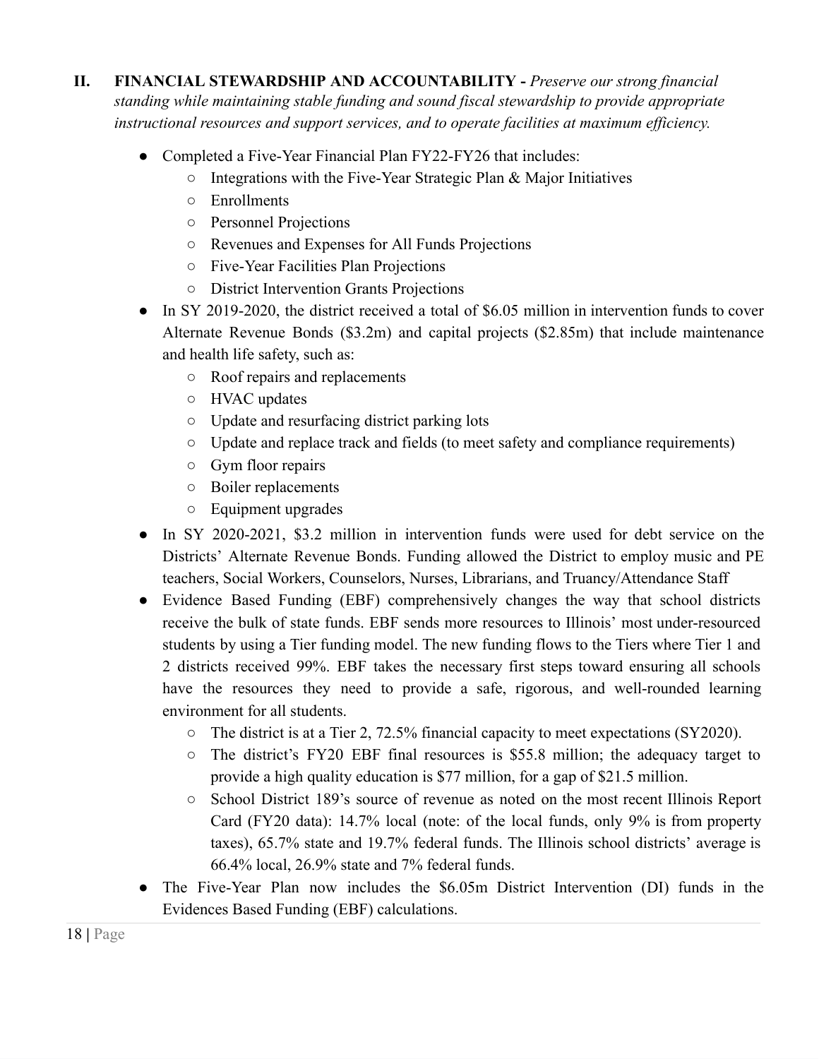## II. FINANCIAL STEWARDSHIP AND ACCOUNTABILITY - *Preserve our strong financial standing while maintaining stable funding and sound fiscal stewardship to provide appropriate instructional resources and support services, and to operate facilities at maximum efficiency.*

- Completed a Five-Year Financial Plan FY22-FY26 that includes:
  - Integrations with the Five-Year Strategic Plan & Major Initiatives
  - Enrollments
  - Personnel Projections
  - Revenues and Expenses for All Funds Projections
  - Five-Year Facilities Plan Projections
  - District Intervention Grants Projections
- In SY 2019-2020, the district received a total of $6.05 million in intervention funds to cover Alternate Revenue Bonds ($3.2m) and capital projects ($2.85m) that include maintenance and health life safety, such as:
  - Roof repairs and replacements
  - HVAC updates
  - Update and resurfacing district parking lots
  - Update and replace track and fields (to meet safety and compliance requirements)
  - Gym floor repairs
  - Boiler replacements
  - Equipment upgrades
- In SY 2020-2021, $3.2 million in intervention funds were used for debt service on the Districts' Alternate Revenue Bonds. Funding allowed the District to employ music and PE teachers, Social Workers, Counselors, Nurses, Librarians, and Truancy/Attendance Staff
- Evidence Based Funding (EBF) comprehensively changes the way that school districts receive the bulk of state funds. EBF sends more resources to Illinois' most under-resourced students by using a Tier funding model. The new funding flows to the Tiers where Tier 1 and 2 districts received 99%. EBF takes the necessary first steps toward ensuring all schools have the resources they need to provide a safe, rigorous, and well-rounded learning environment for all students.
  - The district is at a Tier 2, 72.5% financial capacity to meet expectations (SY2020).
  - The district's FY20 EBF final resources is $55.8 million; the adequacy target to provide a high quality education is $77 million, for a gap of $21.5 million.
  - School District 189's source of revenue as noted on the most recent Illinois Report Card (FY20 data): 14.7% local (note: of the local funds, only 9% is from property taxes), 65.7% state and 19.7% federal funds. The Illinois school districts' average is 66.4% local, 26.9% state and 7% federal funds.
- The Five-Year Plan now includes the $6.05m District Intervention (DI) funds in the Evidences Based Funding (EBF) calculations.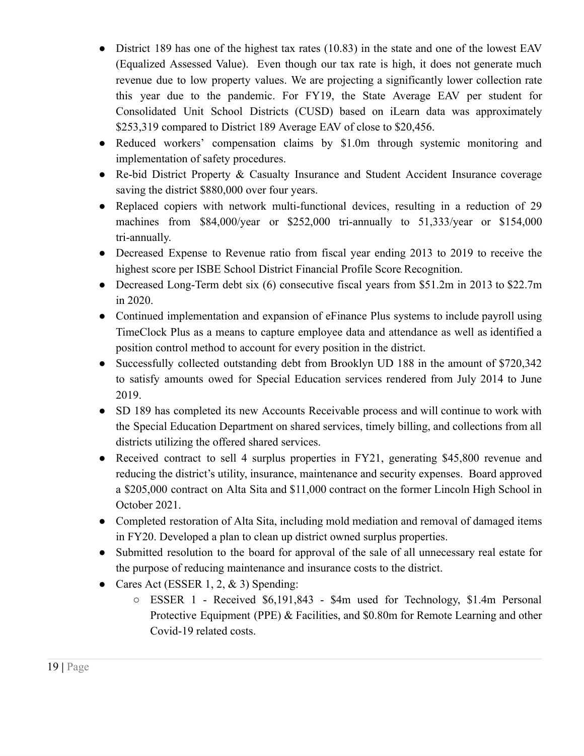- District 189 has one of the highest tax rates (10.83) in the state and one of the lowest EAV (Equalized Assessed Value). Even though our tax rate is high, it does not generate much revenue due to low property values. We are projecting a significantly lower collection rate this year due to the pandemic. For FY19, the State Average EAV per student for Consolidated Unit School Districts (CUSD) based on iLearn data was approximately $253,319 compared to District 189 Average EAV of close to $20,456.
- Reduced workers' compensation claims by $1.0m through systemic monitoring and implementation of safety procedures.
- Re-bid District Property & Casualty Insurance and Student Accident Insurance coverage saving the district $880,000 over four years.
- Replaced copiers with network multi-functional devices, resulting in a reduction of 29 machines from $84,000/year or $252,000 tri-annually to 51,333/year or $154,000 tri-annually.
- Decreased Expense to Revenue ratio from fiscal year ending 2013 to 2019 to receive the highest score per ISBE School District Financial Profile Score Recognition.
- Decreased Long-Term debt six (6) consecutive fiscal years from $51.2m in 2013 to $22.7m in 2020.
- Continued implementation and expansion of eFinance Plus systems to include payroll using TimeClock Plus as a means to capture employee data and attendance as well as identified a position control method to account for every position in the district.
- Successfully collected outstanding debt from Brooklyn UD 188 in the amount of $720,342 to satisfy amounts owed for Special Education services rendered from July 2014 to June 2019.
- SD 189 has completed its new Accounts Receivable process and will continue to work with the Special Education Department on shared services, timely billing, and collections from all districts utilizing the offered shared services.
- Received contract to sell 4 surplus properties in FY21, generating $45,800 revenue and reducing the district's utility, insurance, maintenance and security expenses. Board approved a $205,000 contract on Alta Sita and $11,000 contract on the former Lincoln High School in October 2021.
- Completed restoration of Alta Sita, including mold mediation and removal of damaged items in FY20. Developed a plan to clean up district owned surplus properties.
- Submitted resolution to the board for approval of the sale of all unnecessary real estate for the purpose of reducing maintenance and insurance costs to the district.
- Cares Act (ESSER 1, 2, & 3) Spending:
  - ESSER 1 - Received $6,191,843 - $4m used for Technology, $1.4m Personal Protective Equipment (PPE) & Facilities, and $0.80m for Remote Learning and other Covid-19 related costs.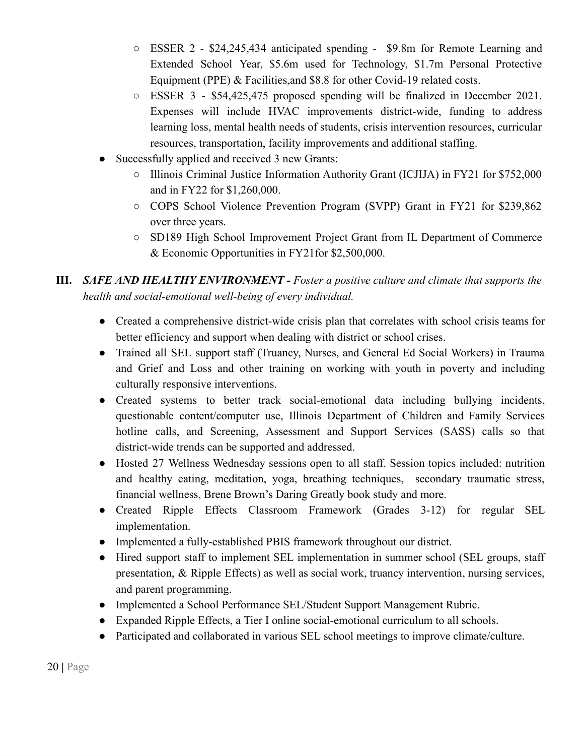- ESSER 2 - $24,245,434 anticipated spending - $9.8m for Remote Learning and Extended School Year, $5.6m used for Technology, $1.7m Personal Protective Equipment (PPE) & Facilities,and $8.8 for other Covid-19 related costs.
    - ESSER 3 - $54,425,475 proposed spending will be finalized in December 2021. Expenses will include HVAC improvements district-wide, funding to address learning loss, mental health needs of students, crisis intervention resources, curricular resources, transportation, facility improvements and additional staffing.
- Successfully applied and received 3 new Grants:
    - Illinois Criminal Justice Information Authority Grant (ICJIJA) in FY21 for $752,000 and in FY22 for $1,260,000.
    - COPS School Violence Prevention Program (SVPP) Grant in FY21 for $239,862 over three years.
    - SD189 High School Improvement Project Grant from IL Department of Commerce & Economic Opportunities in FY21for $2,500,000.

## III. ***SAFE AND HEALTHY ENVIRONMENT -*** *Foster a positive culture and climate that supports the health and social-emotional well-being of every individual.*

- Created a comprehensive district-wide crisis plan that correlates with school crisis teams for better efficiency and support when dealing with district or school crises.
- Trained all SEL support staff (Truancy, Nurses, and General Ed Social Workers) in Trauma and Grief and Loss and other training on working with youth in poverty and including culturally responsive interventions.
- Created systems to better track social-emotional data including bullying incidents, questionable content/computer use, Illinois Department of Children and Family Services hotline calls, and Screening, Assessment and Support Services (SASS) calls so that district-wide trends can be supported and addressed.
- Hosted 27 Wellness Wednesday sessions open to all staff. Session topics included: nutrition and healthy eating, meditation, yoga, breathing techniques, secondary traumatic stress, financial wellness, Brene Brown's Daring Greatly book study and more.
- Created Ripple Effects Classroom Framework (Grades 3-12) for regular SEL implementation.
- Implemented a fully-established PBIS framework throughout our district.
- Hired support staff to implement SEL implementation in summer school (SEL groups, staff presentation, & Ripple Effects) as well as social work, truancy intervention, nursing services, and parent programming.
- Implemented a School Performance SEL/Student Support Management Rubric.
- Expanded Ripple Effects, a Tier I online social-emotional curriculum to all schools.
- Participated and collaborated in various SEL school meetings to improve climate/culture.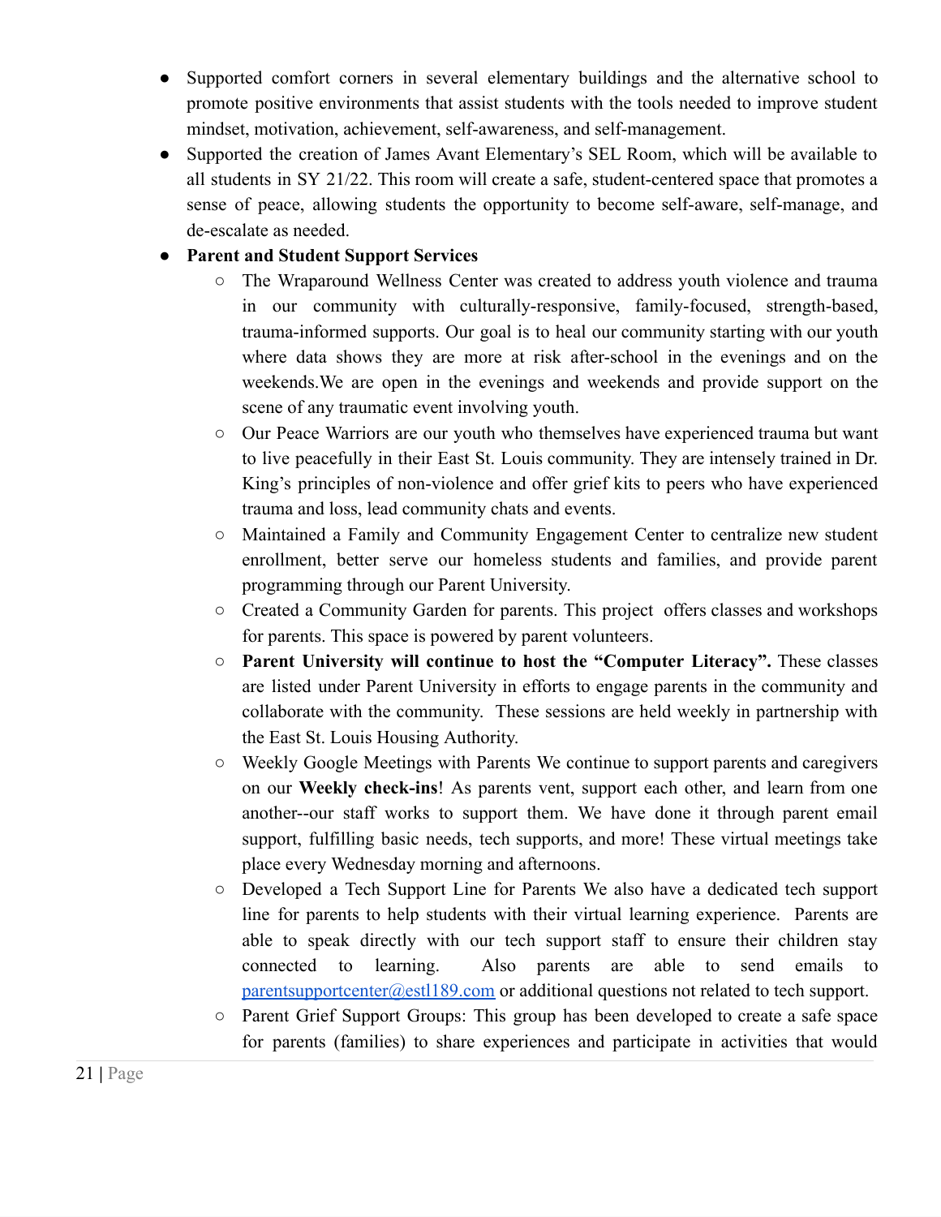- Supported comfort corners in several elementary buildings and the alternative school to promote positive environments that assist students with the tools needed to improve student mindset, motivation, achievement, self-awareness, and self-management.
- Supported the creation of James Avant Elementary's SEL Room, which will be available to all students in SY 21/22. This room will create a safe, student-centered space that promotes a sense of peace, allowing students the opportunity to become self-aware, self-manage, and de-escalate as needed.
- **Parent and Student Support Services**
  - The Wraparound Wellness Center was created to address youth violence and trauma in our community with culturally-responsive, family-focused, strength-based, trauma-informed supports. Our goal is to heal our community starting with our youth where data shows they are more at risk after-school in the evenings and on the weekends.We are open in the evenings and weekends and provide support on the scene of any traumatic event involving youth.
  - Our Peace Warriors are our youth who themselves have experienced trauma but want to live peacefully in their East St. Louis community. They are intensely trained in Dr. King's principles of non-violence and offer grief kits to peers who have experienced trauma and loss, lead community chats and events.
  - Maintained a Family and Community Engagement Center to centralize new student enrollment, better serve our homeless students and families, and provide parent programming through our Parent University.
  - Created a Community Garden for parents. This project offers classes and workshops for parents. This space is powered by parent volunteers.
  - **Parent University will continue to host the "Computer Literacy".** These classes are listed under Parent University in efforts to engage parents in the community and collaborate with the community. These sessions are held weekly in partnership with the East St. Louis Housing Authority.
  - Weekly Google Meetings with Parents We continue to support parents and caregivers on our **Weekly check-ins**! As parents vent, support each other, and learn from one another--our staff works to support them. We have done it through parent email support, fulfilling basic needs, tech supports, and more! These virtual meetings take place every Wednesday morning and afternoons.
  - Developed a Tech Support Line for Parents We also have a dedicated tech support line for parents to help students with their virtual learning experience. Parents are able to speak directly with our tech support staff to ensure their children stay connected to learning. Also parents are able to send emails to parentsupportcenter@estl189.com or additional questions not related to tech support.
  - Parent Grief Support Groups: This group has been developed to create a safe space for parents (families) to share experiences and participate in activities that would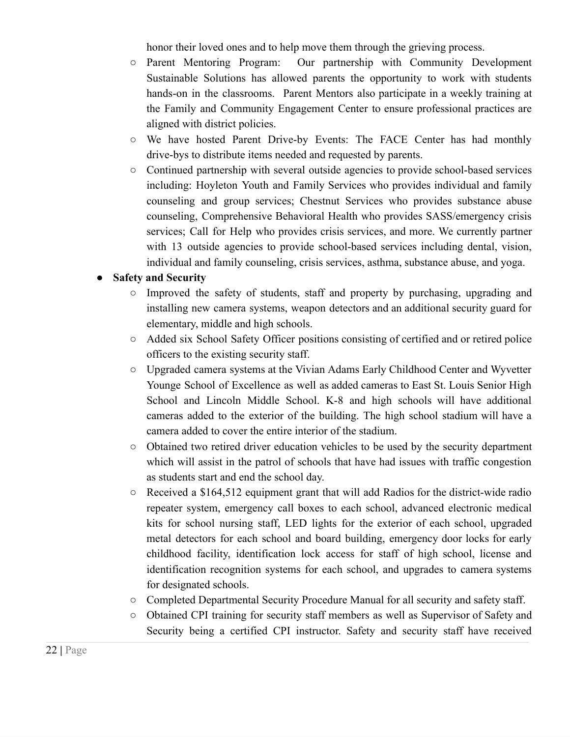honor their loved ones and to help move them through the grieving process.

  - Parent Mentoring Program: Our partnership with Community Development Sustainable Solutions has allowed parents the opportunity to work with students hands-on in the classrooms. Parent Mentors also participate in a weekly training at the Family and Community Engagement Center to ensure professional practices are aligned with district policies.
  - We have hosted Parent Drive-by Events: The FACE Center has had monthly drive-bys to distribute items needed and requested by parents.
  - Continued partnership with several outside agencies to provide school-based services including: Hoyleton Youth and Family Services who provides individual and family counseling and group services; Chestnut Services who provides substance abuse counseling, Comprehensive Behavioral Health who provides SASS/emergency crisis services; Call for Help who provides crisis services, and more. We currently partner with 13 outside agencies to provide school-based services including dental, vision, individual and family counseling, crisis services, asthma, substance abuse, and yoga.

- **Safety and Security**
  - Improved the safety of students, staff and property by purchasing, upgrading and installing new camera systems, weapon detectors and an additional security guard for elementary, middle and high schools.
  - Added six School Safety Officer positions consisting of certified and or retired police officers to the existing security staff.
  - Upgraded camera systems at the Vivian Adams Early Childhood Center and Wyvetter Younge School of Excellence as well as added cameras to East St. Louis Senior High School and Lincoln Middle School. K-8 and high schools will have additional cameras added to the exterior of the building. The high school stadium will have a camera added to cover the entire interior of the stadium.
  - Obtained two retired driver education vehicles to be used by the security department which will assist in the patrol of schools that have had issues with traffic congestion as students start and end the school day.
  - Received a $164,512 equipment grant that will add Radios for the district-wide radio repeater system, emergency call boxes to each school, advanced electronic medical kits for school nursing staff, LED lights for the exterior of each school, upgraded metal detectors for each school and board building, emergency door locks for early childhood facility, identification lock access for staff of high school, license and identification recognition systems for each school, and upgrades to camera systems for designated schools.
  - Completed Departmental Security Procedure Manual for all security and safety staff.
  - Obtained CPI training for security staff members as well as Supervisor of Safety and Security being a certified CPI instructor. Safety and security staff have received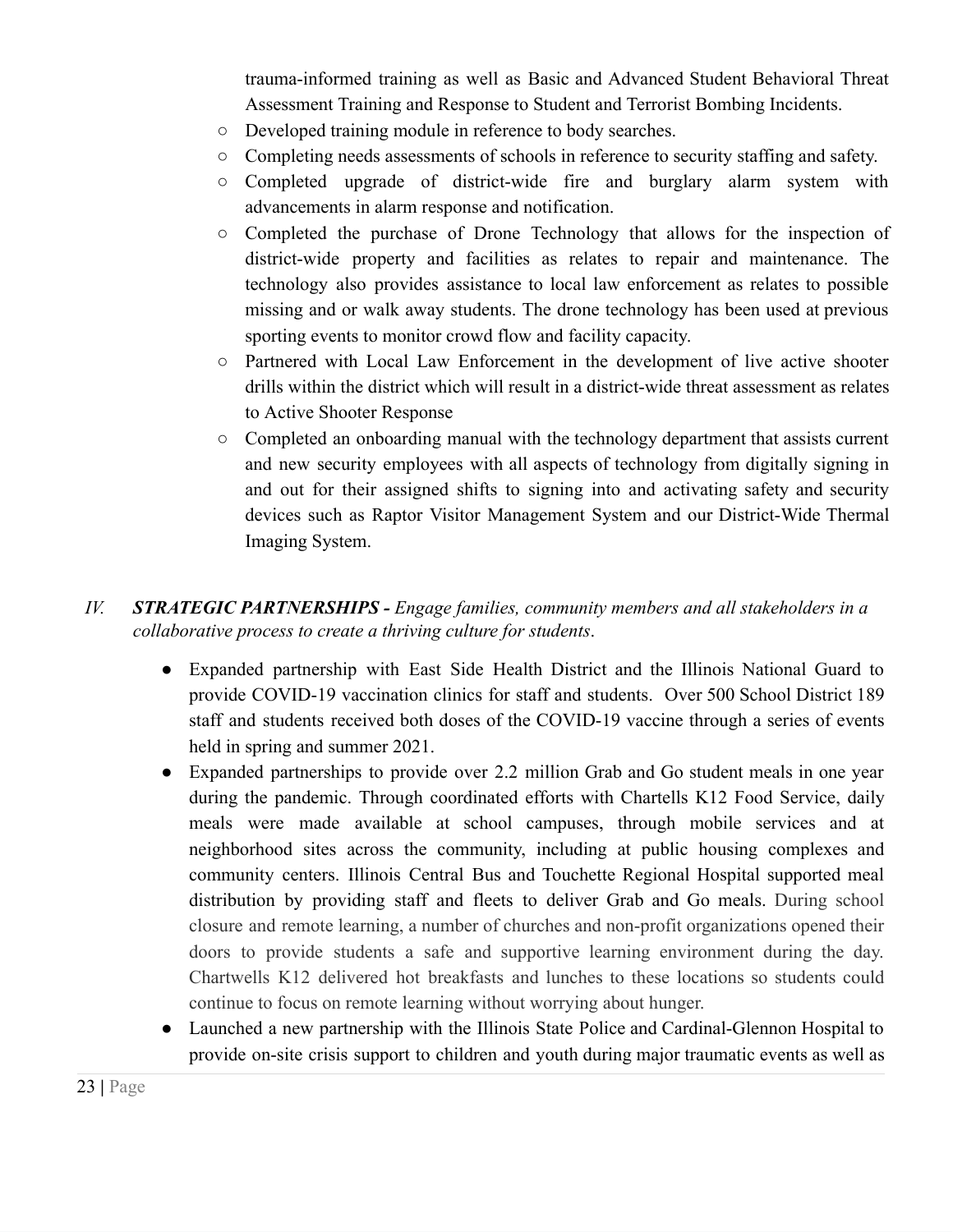trauma-informed training as well as Basic and Advanced Student Behavioral Threat Assessment Training and Response to Student and Terrorist Bombing Incidents.
  - Developed training module in reference to body searches.
  - Completing needs assessments of schools in reference to security staffing and safety.
  - Completed upgrade of district-wide fire and burglary alarm system with advancements in alarm response and notification.
  - Completed the purchase of Drone Technology that allows for the inspection of district-wide property and facilities as relates to repair and maintenance. The technology also provides assistance to local law enforcement as relates to possible missing and or walk away students. The drone technology has been used at previous sporting events to monitor crowd flow and facility capacity.
  - Partnered with Local Law Enforcement in the development of live active shooter drills within the district which will result in a district-wide threat assessment as relates to Active Shooter Response
  - Completed an onboarding manual with the technology department that assists current and new security employees with all aspects of technology from digitally signing in and out for their assigned shifts to signing into and activating safety and security devices such as Raptor Visitor Management System and our District-Wide Thermal Imaging System.

IV. ***STRATEGIC PARTNERSHIPS -*** *Engage families, community members and all stakeholders in a collaborative process to create a thriving culture for students*.

- Expanded partnership with East Side Health District and the Illinois National Guard to provide COVID-19 vaccination clinics for staff and students. Over 500 School District 189 staff and students received both doses of the COVID-19 vaccine through a series of events held in spring and summer 2021.
- Expanded partnerships to provide over 2.2 million Grab and Go student meals in one year during the pandemic. Through coordinated efforts with Chartells K12 Food Service, daily meals were made available at school campuses, through mobile services and at neighborhood sites across the community, including at public housing complexes and community centers. Illinois Central Bus and Touchette Regional Hospital supported meal distribution by providing staff and fleets to deliver Grab and Go meals. During school closure and remote learning, a number of churches and non-profit organizations opened their doors to provide students a safe and supportive learning environment during the day. Chartwells K12 delivered hot breakfasts and lunches to these locations so students could continue to focus on remote learning without worrying about hunger.
- Launched a new partnership with the Illinois State Police and Cardinal-Glennon Hospital to provide on-site crisis support to children and youth during major traumatic events as well as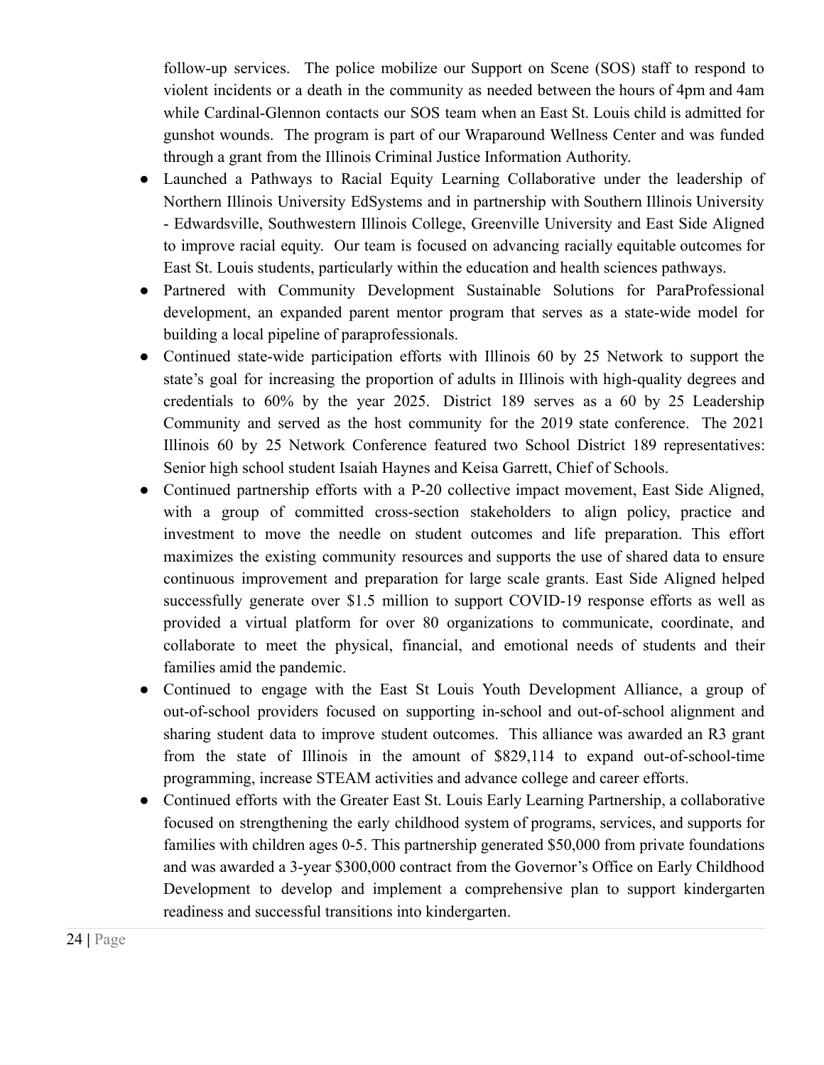follow-up services. The police mobilize our Support on Scene (SOS) staff to respond to violent incidents or a death in the community as needed between the hours of 4pm and 4am while Cardinal-Glennon contacts our SOS team when an East St. Louis child is admitted for gunshot wounds. The program is part of our Wraparound Wellness Center and was funded through a grant from the Illinois Criminal Justice Information Authority.

- Launched a Pathways to Racial Equity Learning Collaborative under the leadership of Northern Illinois University EdSystems and in partnership with Southern Illinois University - Edwardsville, Southwestern Illinois College, Greenville University and East Side Aligned to improve racial equity. Our team is focused on advancing racially equitable outcomes for East St. Louis students, particularly within the education and health sciences pathways.
- Partnered with Community Development Sustainable Solutions for ParaProfessional development, an expanded parent mentor program that serves as a state-wide model for building a local pipeline of paraprofessionals.
- Continued state-wide participation efforts with Illinois 60 by 25 Network to support the state's goal for increasing the proportion of adults in Illinois with high-quality degrees and credentials to 60% by the year 2025. District 189 serves as a 60 by 25 Leadership Community and served as the host community for the 2019 state conference. The 2021 Illinois 60 by 25 Network Conference featured two School District 189 representatives: Senior high school student Isaiah Haynes and Keisa Garrett, Chief of Schools.
- Continued partnership efforts with a P-20 collective impact movement, East Side Aligned, with a group of committed cross-section stakeholders to align policy, practice and investment to move the needle on student outcomes and life preparation. This effort maximizes the existing community resources and supports the use of shared data to ensure continuous improvement and preparation for large scale grants. East Side Aligned helped successfully generate over $1.5 million to support COVID-19 response efforts as well as provided a virtual platform for over 80 organizations to communicate, coordinate, and collaborate to meet the physical, financial, and emotional needs of students and their families amid the pandemic.
- Continued to engage with the East St Louis Youth Development Alliance, a group of out-of-school providers focused on supporting in-school and out-of-school alignment and sharing student data to improve student outcomes. This alliance was awarded an R3 grant from the state of Illinois in the amount of $829,114 to expand out-of-school-time programming, increase STEAM activities and advance college and career efforts.
- Continued efforts with the Greater East St. Louis Early Learning Partnership, a collaborative focused on strengthening the early childhood system of programs, services, and supports for families with children ages 0-5. This partnership generated $50,000 from private foundations and was awarded a 3-year $300,000 contract from the Governor's Office on Early Childhood Development to develop and implement a comprehensive plan to support kindergarten readiness and successful transitions into kindergarten.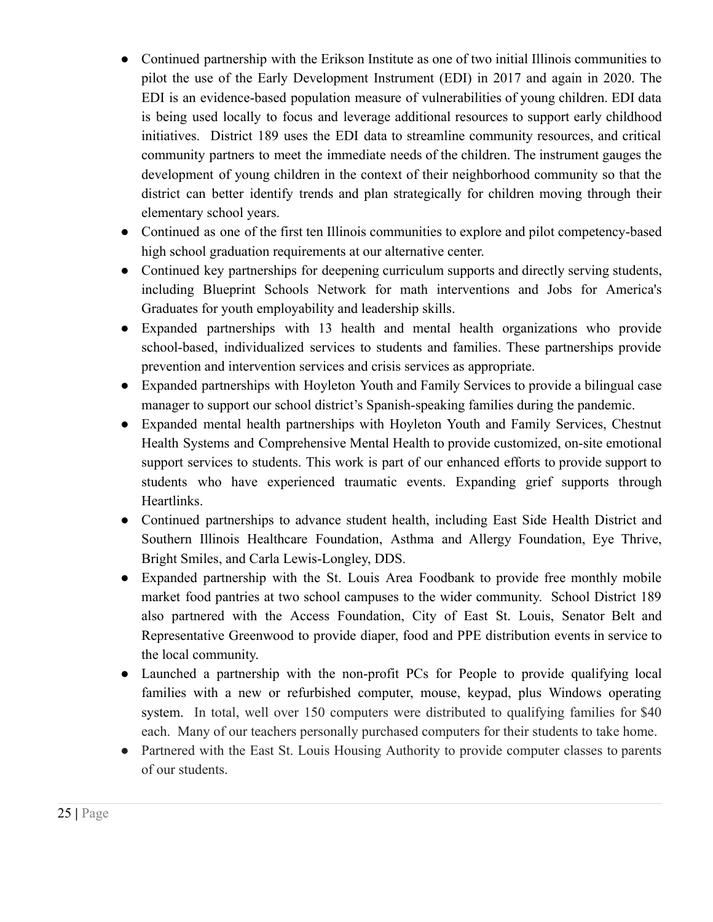- Continued partnership with the Erikson Institute as one of two initial Illinois communities to pilot the use of the Early Development Instrument (EDI) in 2017 and again in 2020. The EDI is an evidence-based population measure of vulnerabilities of young children. EDI data is being used locally to focus and leverage additional resources to support early childhood initiatives. District 189 uses the EDI data to streamline community resources, and critical community partners to meet the immediate needs of the children. The instrument gauges the development of young children in the context of their neighborhood community so that the district can better identify trends and plan strategically for children moving through their elementary school years.
- Continued as one of the first ten Illinois communities to explore and pilot competency-based high school graduation requirements at our alternative center.
- Continued key partnerships for deepening curriculum supports and directly serving students, including Blueprint Schools Network for math interventions and Jobs for America's Graduates for youth employability and leadership skills.
- Expanded partnerships with 13 health and mental health organizations who provide school-based, individualized services to students and families. These partnerships provide prevention and intervention services and crisis services as appropriate.
- Expanded partnerships with Hoyleton Youth and Family Services to provide a bilingual case manager to support our school district's Spanish-speaking families during the pandemic.
- Expanded mental health partnerships with Hoyleton Youth and Family Services, Chestnut Health Systems and Comprehensive Mental Health to provide customized, on-site emotional support services to students. This work is part of our enhanced efforts to provide support to students who have experienced traumatic events. Expanding grief supports through Heartlinks.
- Continued partnerships to advance student health, including East Side Health District and Southern Illinois Healthcare Foundation, Asthma and Allergy Foundation, Eye Thrive, Bright Smiles, and Carla Lewis-Longley, DDS.
- Expanded partnership with the St. Louis Area Foodbank to provide free monthly mobile market food pantries at two school campuses to the wider community. School District 189 also partnered with the Access Foundation, City of East St. Louis, Senator Belt and Representative Greenwood to provide diaper, food and PPE distribution events in service to the local community.
- Launched a partnership with the non-profit PCs for People to provide qualifying local families with a new or refurbished computer, mouse, keypad, plus Windows operating system. In total, well over 150 computers were distributed to qualifying families for $40 each. Many of our teachers personally purchased computers for their students to take home.
- Partnered with the East St. Louis Housing Authority to provide computer classes to parents of our students.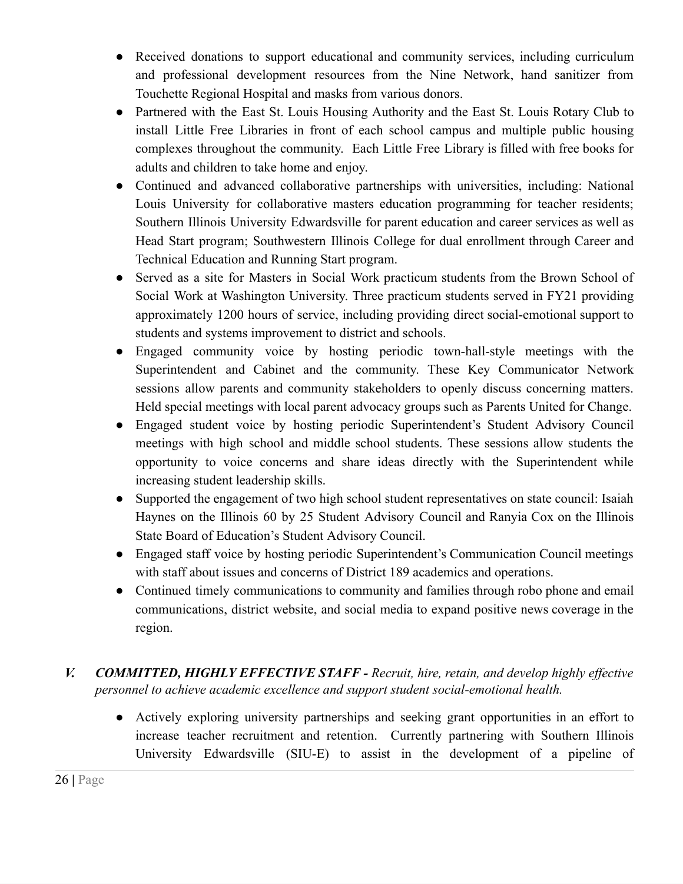- Received donations to support educational and community services, including curriculum and professional development resources from the Nine Network, hand sanitizer from Touchette Regional Hospital and masks from various donors.
- Partnered with the East St. Louis Housing Authority and the East St. Louis Rotary Club to install Little Free Libraries in front of each school campus and multiple public housing complexes throughout the community. Each Little Free Library is filled with free books for adults and children to take home and enjoy.
- Continued and advanced collaborative partnerships with universities, including: National Louis University for collaborative masters education programming for teacher residents; Southern Illinois University Edwardsville for parent education and career services as well as Head Start program; Southwestern Illinois College for dual enrollment through Career and Technical Education and Running Start program.
- Served as a site for Masters in Social Work practicum students from the Brown School of Social Work at Washington University. Three practicum students served in FY21 providing approximately 1200 hours of service, including providing direct social-emotional support to students and systems improvement to district and schools.
- Engaged community voice by hosting periodic town-hall-style meetings with the Superintendent and Cabinet and the community. These Key Communicator Network sessions allow parents and community stakeholders to openly discuss concerning matters. Held special meetings with local parent advocacy groups such as Parents United for Change.
- Engaged student voice by hosting periodic Superintendent's Student Advisory Council meetings with high school and middle school students. These sessions allow students the opportunity to voice concerns and share ideas directly with the Superintendent while increasing student leadership skills.
- Supported the engagement of two high school student representatives on state council: Isaiah Haynes on the Illinois 60 by 25 Student Advisory Council and Ranyia Cox on the Illinois State Board of Education's Student Advisory Council.
- Engaged staff voice by hosting periodic Superintendent's Communication Council meetings with staff about issues and concerns of District 189 academics and operations.
- Continued timely communications to community and families through robo phone and email communications, district website, and social media to expand positive news coverage in the region.

## V. ***COMMITTED, HIGHLY EFFECTIVE STAFF -*** *Recruit, hire, retain, and develop highly effective personnel to achieve academic excellence and support student social-emotional health.*

- Actively exploring university partnerships and seeking grant opportunities in an effort to increase teacher recruitment and retention. Currently partnering with Southern Illinois University Edwardsville (SIU-E) to assist in the development of a pipeline of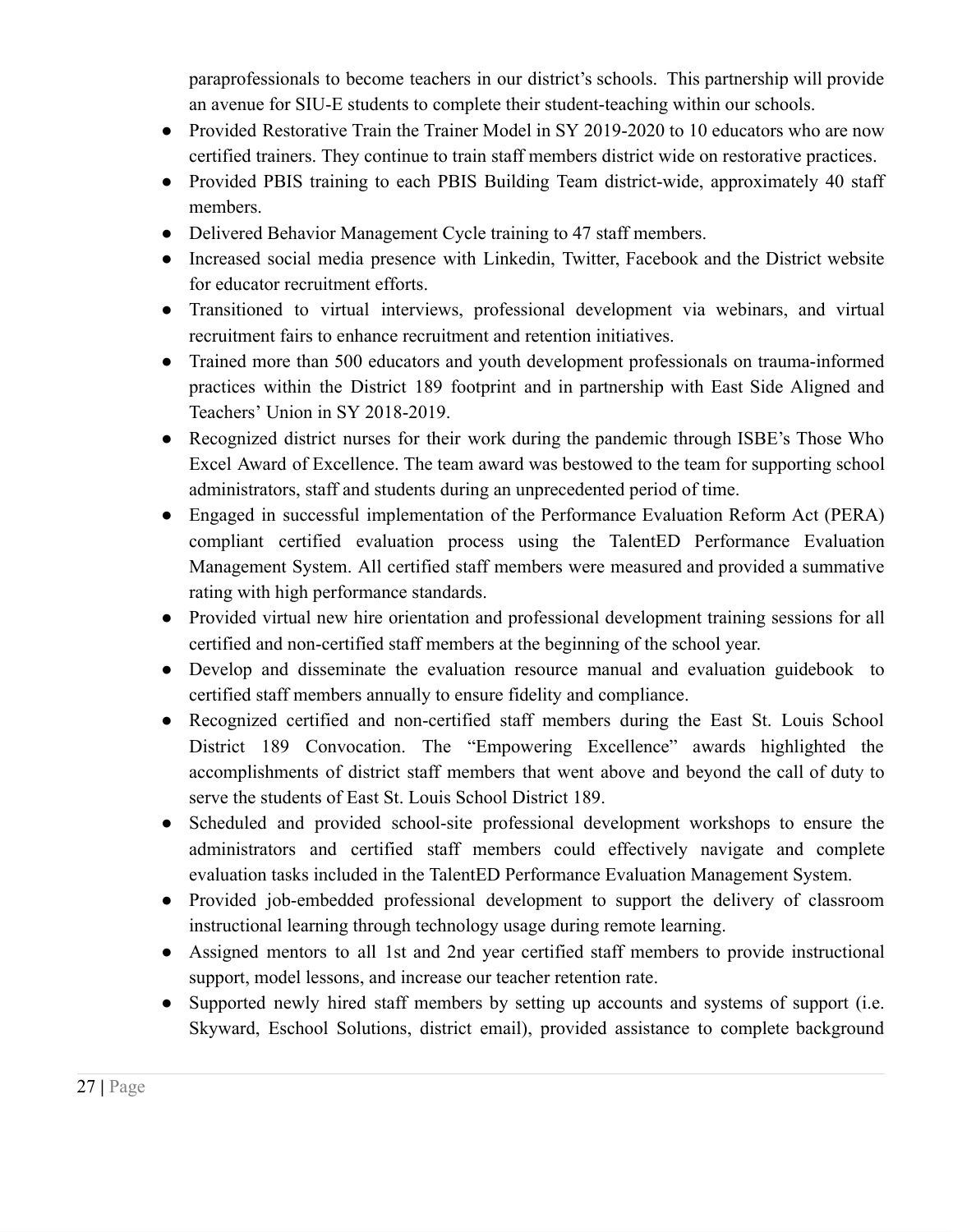paraprofessionals to become teachers in our district's schools. This partnership will provide an avenue for SIU-E students to complete their student-teaching within our schools.

- Provided Restorative Train the Trainer Model in SY 2019-2020 to 10 educators who are now certified trainers. They continue to train staff members district wide on restorative practices.
- Provided PBIS training to each PBIS Building Team district-wide, approximately 40 staff members.
- Delivered Behavior Management Cycle training to 47 staff members.
- Increased social media presence with Linkedin, Twitter, Facebook and the District website for educator recruitment efforts.
- Transitioned to virtual interviews, professional development via webinars, and virtual recruitment fairs to enhance recruitment and retention initiatives.
- Trained more than 500 educators and youth development professionals on trauma-informed practices within the District 189 footprint and in partnership with East Side Aligned and Teachers' Union in SY 2018-2019.
- Recognized district nurses for their work during the pandemic through ISBE's Those Who Excel Award of Excellence. The team award was bestowed to the team for supporting school administrators, staff and students during an unprecedented period of time.
- Engaged in successful implementation of the Performance Evaluation Reform Act (PERA) compliant certified evaluation process using the TalentED Performance Evaluation Management System. All certified staff members were measured and provided a summative rating with high performance standards.
- Provided virtual new hire orientation and professional development training sessions for all certified and non-certified staff members at the beginning of the school year.
- Develop and disseminate the evaluation resource manual and evaluation guidebook to certified staff members annually to ensure fidelity and compliance.
- Recognized certified and non-certified staff members during the East St. Louis School District 189 Convocation. The "Empowering Excellence" awards highlighted the accomplishments of district staff members that went above and beyond the call of duty to serve the students of East St. Louis School District 189.
- Scheduled and provided school-site professional development workshops to ensure the administrators and certified staff members could effectively navigate and complete evaluation tasks included in the TalentED Performance Evaluation Management System.
- Provided job-embedded professional development to support the delivery of classroom instructional learning through technology usage during remote learning.
- Assigned mentors to all 1st and 2nd year certified staff members to provide instructional support, model lessons, and increase our teacher retention rate.
- Supported newly hired staff members by setting up accounts and systems of support (i.e. Skyward, Eschool Solutions, district email), provided assistance to complete background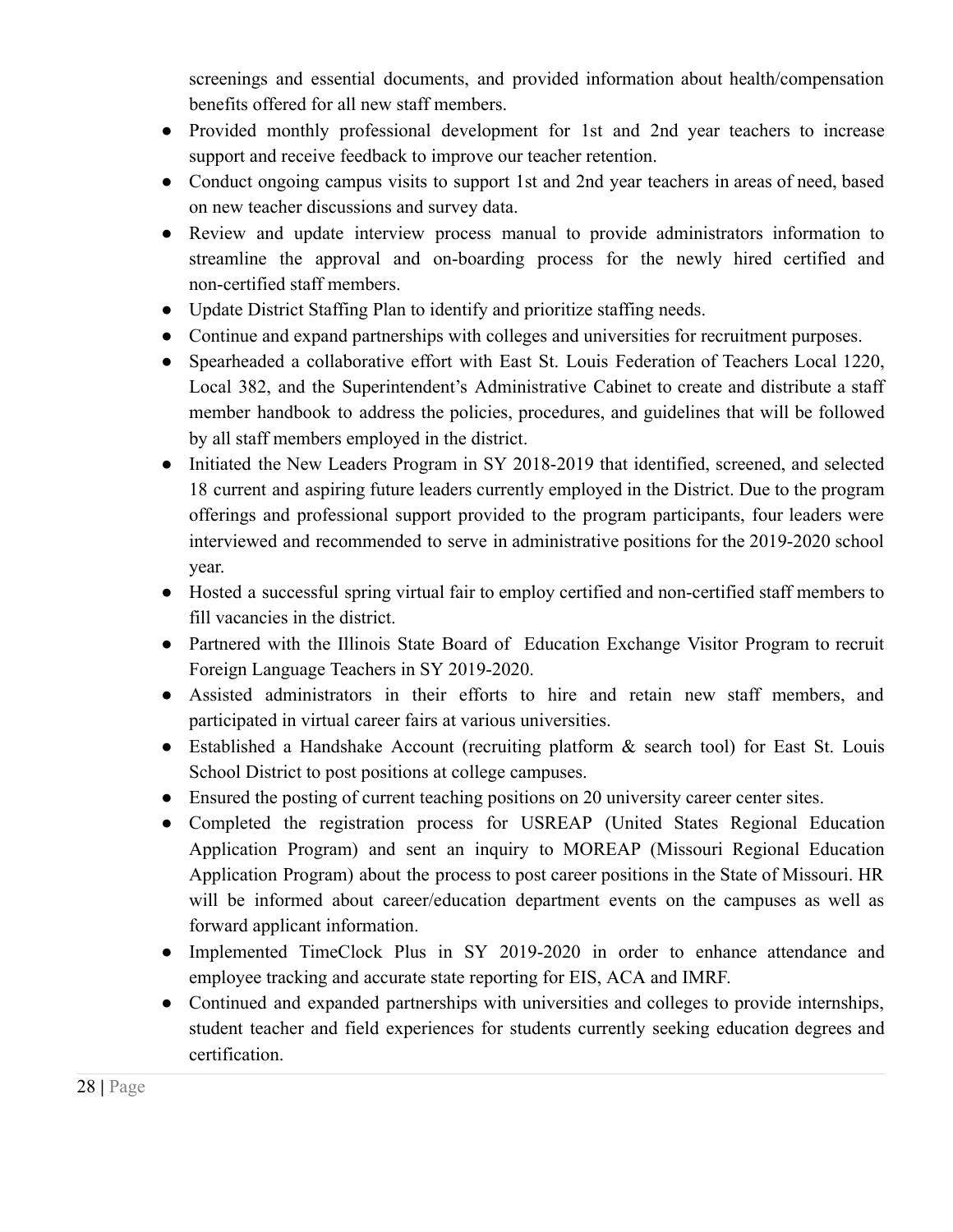screenings and essential documents, and provided information about health/compensation benefits offered for all new staff members.

- Provided monthly professional development for 1st and 2nd year teachers to increase support and receive feedback to improve our teacher retention.
- Conduct ongoing campus visits to support 1st and 2nd year teachers in areas of need, based on new teacher discussions and survey data.
- Review and update interview process manual to provide administrators information to streamline the approval and on-boarding process for the newly hired certified and non-certified staff members.
- Update District Staffing Plan to identify and prioritize staffing needs.
- Continue and expand partnerships with colleges and universities for recruitment purposes.
- Spearheaded a collaborative effort with East St. Louis Federation of Teachers Local 1220, Local 382, and the Superintendent's Administrative Cabinet to create and distribute a staff member handbook to address the policies, procedures, and guidelines that will be followed by all staff members employed in the district.
- Initiated the New Leaders Program in SY 2018-2019 that identified, screened, and selected 18 current and aspiring future leaders currently employed in the District. Due to the program offerings and professional support provided to the program participants, four leaders were interviewed and recommended to serve in administrative positions for the 2019-2020 school year.
- Hosted a successful spring virtual fair to employ certified and non-certified staff members to fill vacancies in the district.
- Partnered with the Illinois State Board of Education Exchange Visitor Program to recruit Foreign Language Teachers in SY 2019-2020.
- Assisted administrators in their efforts to hire and retain new staff members, and participated in virtual career fairs at various universities.
- Established a Handshake Account (recruiting platform & search tool) for East St. Louis School District to post positions at college campuses.
- Ensured the posting of current teaching positions on 20 university career center sites.
- Completed the registration process for USREAP (United States Regional Education Application Program) and sent an inquiry to MOREAP (Missouri Regional Education Application Program) about the process to post career positions in the State of Missouri. HR will be informed about career/education department events on the campuses as well as forward applicant information.
- Implemented TimeClock Plus in SY 2019-2020 in order to enhance attendance and employee tracking and accurate state reporting for EIS, ACA and IMRF.
- Continued and expanded partnerships with universities and colleges to provide internships, student teacher and field experiences for students currently seeking education degrees and certification.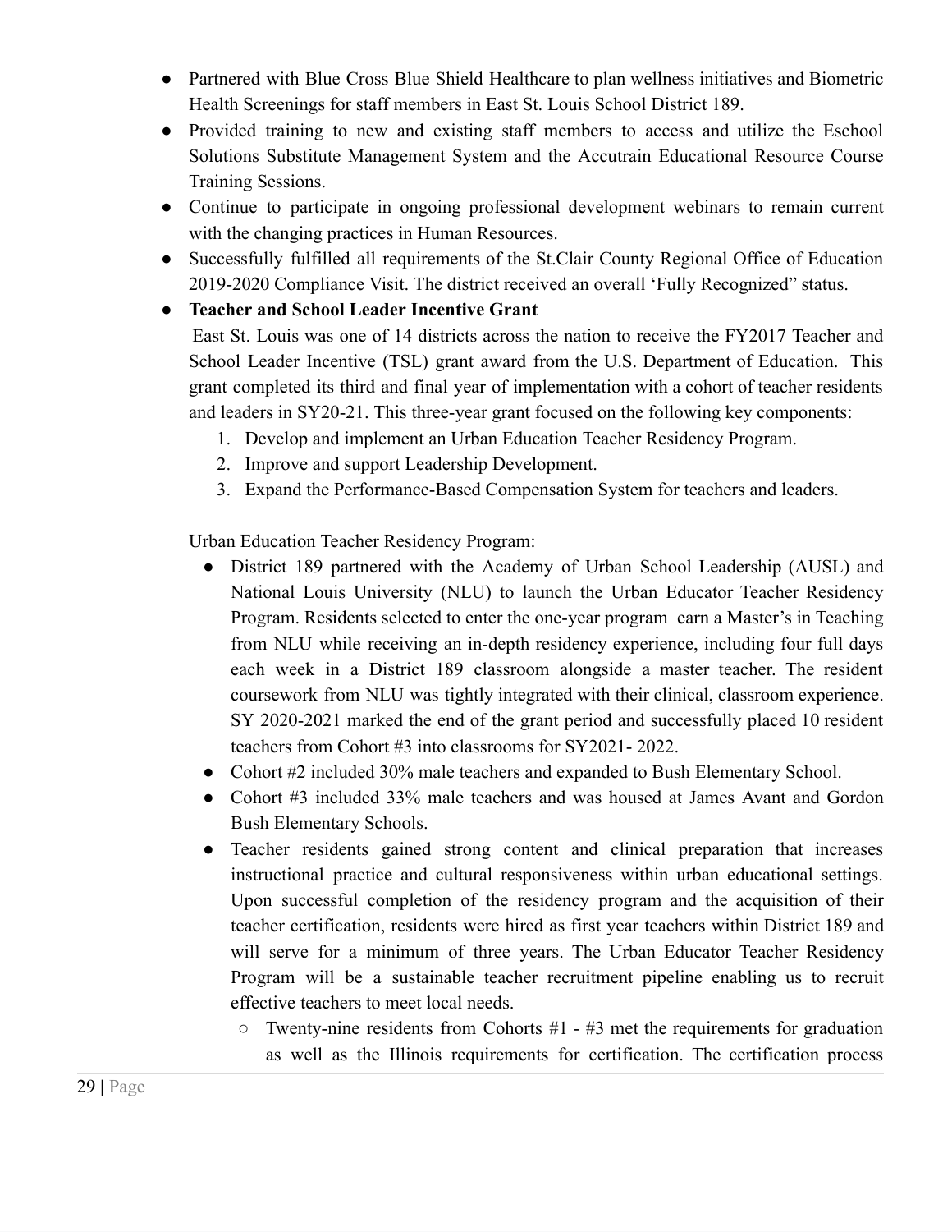- Partnered with Blue Cross Blue Shield Healthcare to plan wellness initiatives and Biometric Health Screenings for staff members in East St. Louis School District 189.
- Provided training to new and existing staff members to access and utilize the Eschool Solutions Substitute Management System and the Accutrain Educational Resource Course Training Sessions.
- Continue to participate in ongoing professional development webinars to remain current with the changing practices in Human Resources.
- Successfully fulfilled all requirements of the St.Clair County Regional Office of Education 2019-2020 Compliance Visit. The district received an overall 'Fully Recognized" status.
- **Teacher and School Leader Incentive Grant**

  East St. Louis was one of 14 districts across the nation to receive the FY2017 Teacher and School Leader Incentive (TSL) grant award from the U.S. Department of Education. This grant completed its third and final year of implementation with a cohort of teacher residents and leaders in SY20-21. This three-year grant focused on the following key components:

  1. Develop and implement an Urban Education Teacher Residency Program.
  2. Improve and support Leadership Development.
  3. Expand the Performance-Based Compensation System for teachers and leaders.

  <u>Urban Education Teacher Residency Program:</u>

  - District 189 partnered with the Academy of Urban School Leadership (AUSL) and National Louis University (NLU) to launch the Urban Educator Teacher Residency Program. Residents selected to enter the one-year program earn a Master's in Teaching from NLU while receiving an in-depth residency experience, including four full days each week in a District 189 classroom alongside a master teacher. The resident coursework from NLU was tightly integrated with their clinical, classroom experience. SY 2020-2021 marked the end of the grant period and successfully placed 10 resident teachers from Cohort #3 into classrooms for SY2021- 2022.
  - Cohort #2 included 30% male teachers and expanded to Bush Elementary School.
  - Cohort #3 included 33% male teachers and was housed at James Avant and Gordon Bush Elementary Schools.
  - Teacher residents gained strong content and clinical preparation that increases instructional practice and cultural responsiveness within urban educational settings. Upon successful completion of the residency program and the acquisition of their teacher certification, residents were hired as first year teachers within District 189 and will serve for a minimum of three years. The Urban Educator Teacher Residency Program will be a sustainable teacher recruitment pipeline enabling us to recruit effective teachers to meet local needs.
    - Twenty-nine residents from Cohorts #1 - #3 met the requirements for graduation as well as the Illinois requirements for certification. The certification process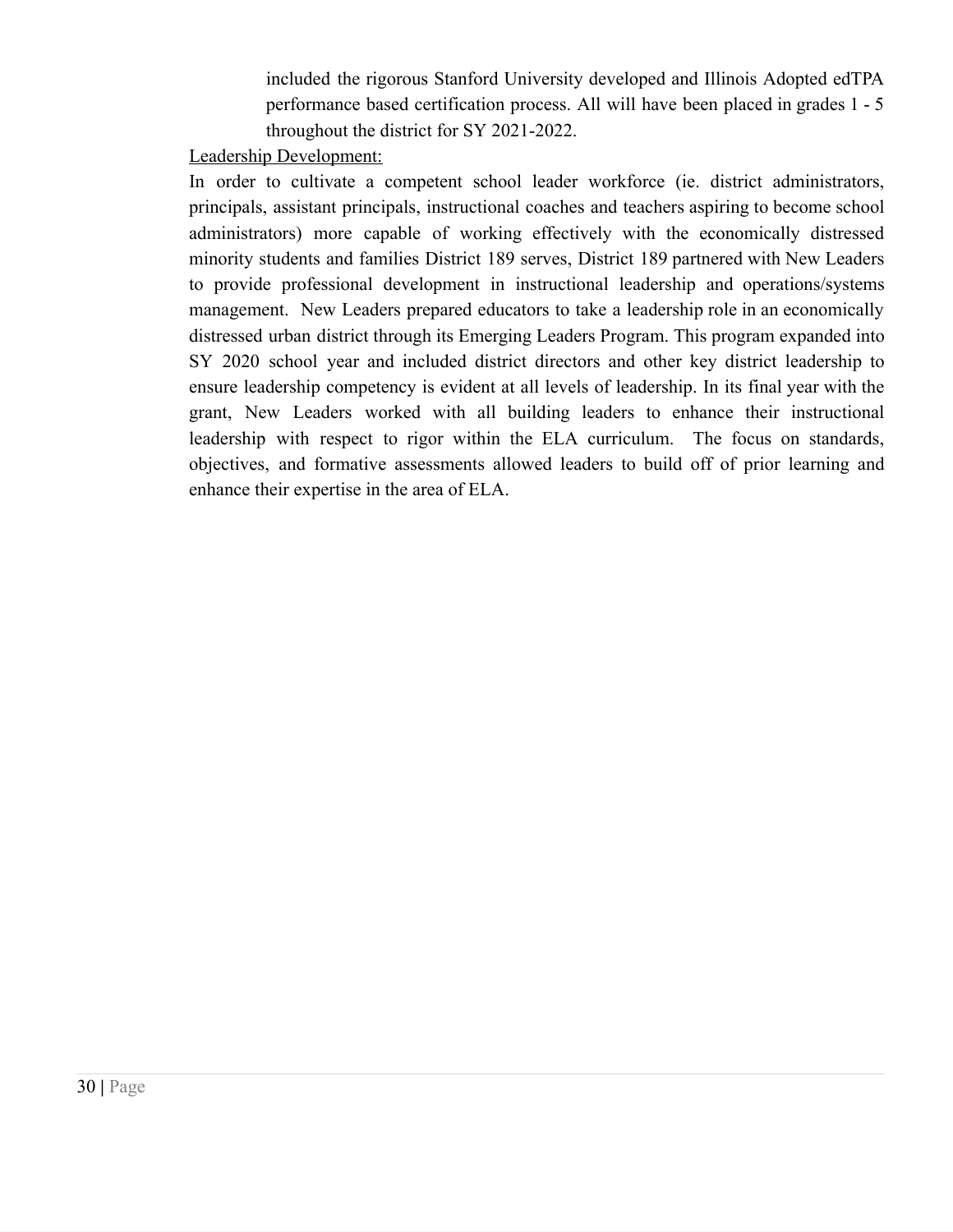included the rigorous Stanford University developed and Illinois Adopted edTPA performance based certification process. All will have been placed in grades 1 - 5 throughout the district for SY 2021-2022.

Leadership Development:

In order to cultivate a competent school leader workforce (ie. district administrators, principals, assistant principals, instructional coaches and teachers aspiring to become school administrators) more capable of working effectively with the economically distressed minority students and families District 189 serves, District 189 partnered with New Leaders to provide professional development in instructional leadership and operations/systems management. New Leaders prepared educators to take a leadership role in an economically distressed urban district through its Emerging Leaders Program. This program expanded into SY 2020 school year and included district directors and other key district leadership to ensure leadership competency is evident at all levels of leadership. In its final year with the grant, New Leaders worked with all building leaders to enhance their instructional leadership with respect to rigor within the ELA curriculum. The focus on standards, objectives, and formative assessments allowed leaders to build off of prior learning and enhance their expertise in the area of ELA.